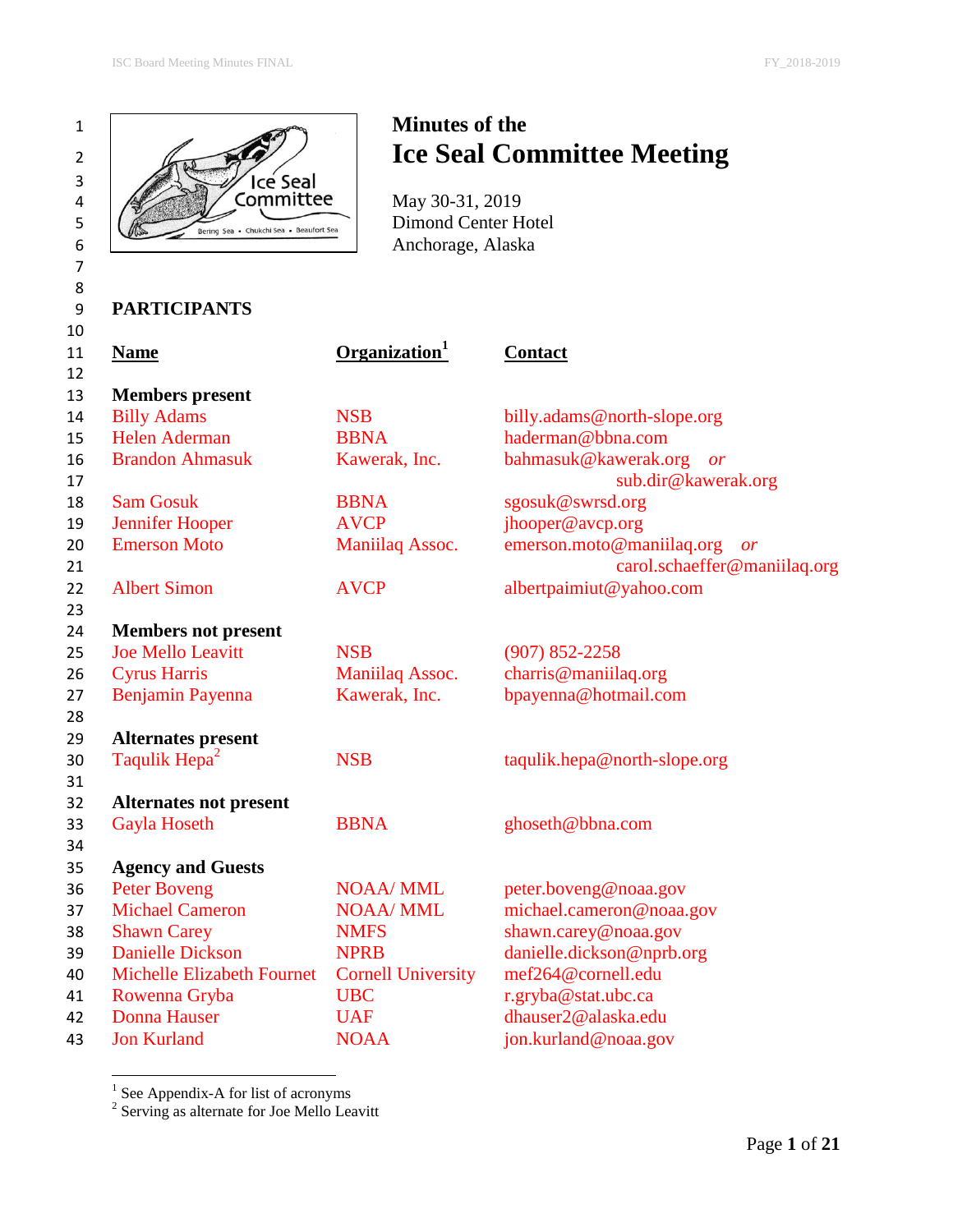# Minutes of the Ice Seal Committee Meeting

May 30-31, 2019
Dimond Center Hotel
Anchorage, Alaska

## PARTICIPANTS

| Name | Organization[1] | Contact |
|---|---|---|
| **Members present** | | |
| Billy Adams | NSB | billy.adams@north-slope.org |
| Helen Aderman | BBNA | haderman@bbna.com |
| Brandon Ahmasuk | Kawerak, Inc. | bahmasuk@kawerak.org *or* sub.dir@kawerak.org |
| Sam Gosuk | BBNA | sgosuk@swrsd.org |
| Jennifer Hooper | AVCP | jhooper@avcp.org |
| Emerson Moto | Maniilaq Assoc. | emerson.moto@maniilaq.org *or* carol.schaeffer@maniilaq.org |
| Albert Simon | AVCP | albertpaimiut@yahoo.com |
| **Members not present** | | |
| Joe Mello Leavitt | NSB | (907) 852-2258 |
| Cyrus Harris | Maniilaq Assoc. | charris@maniilaq.org |
| Benjamin Payenna | Kawerak, Inc. | bpayenna@hotmail.com |
| **Alternates present** | | |
| Taqulik Hepa[2] | NSB | taqulik.hepa@north-slope.org |
| **Alternates not present** | | |
| Gayla Hoseth | BBNA | ghoseth@bbna.com |
| **Agency and Guests** | | |
| Peter Boveng | NOAA/ MML | peter.boveng@noaa.gov |
| Michael Cameron | NOAA/ MML | michael.cameron@noaa.gov |
| Shawn Carey | NMFS | shawn.carey@noaa.gov |
| Danielle Dickson | NPRB | danielle.dickson@nprb.org |
| Michelle Elizabeth Fournet | Cornell University | mef264@cornell.edu |
| Rowenna Gryba | UBC | r.gryba@stat.ubc.ca |
| Donna Hauser | UAF | dhauser2@alaska.edu |
| Jon Kurland | NOAA | jon.kurland@noaa.gov |

[1] See Appendix-A for list of acronyms
[2] Serving as alternate for Joe Mello Leavitt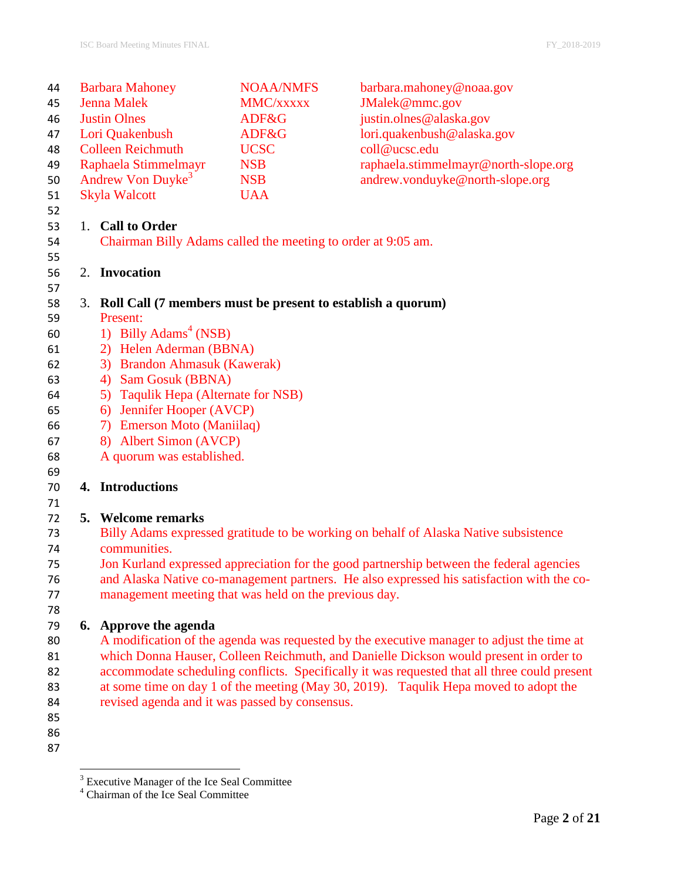| | | |
|---|---|---|
| Barbara Mahoney | NOAA/NMFS | barbara.mahoney@noaa.gov |
| Jenna Malek | MMC/xxxxx | JMalek@mmc.gov |
| Justin Olnes | ADF&G | justin.olnes@alaska.gov |
| Lori Quakenbush | ADF&G | lori.quakenbush@alaska.gov |
| Colleen Reichmuth | UCSC | coll@ucsc.edu |
| Raphaela Stimmelmayr | NSB | raphaela.stimmelmayr@north-slope.org |
| Andrew Von Duyke[3] | NSB | andrew.vonduyke@north-slope.org |
| Skyla Walcott | UAA | |

1. **Call to Order**

   Chairman Billy Adams called the meeting to order at 9:05 am.

2. **Invocation**

3. **Roll Call (7 members must be present to establish a quorum)**

   Present:
   1) Billy Adams[4] (NSB)
   2) Helen Aderman (BBNA)
   3) Brandon Ahmasuk (Kawerak)
   4) Sam Gosuk (BBNA)
   5) Taqulik Hepa (Alternate for NSB)
   6) Jennifer Hooper (AVCP)
   7) Emerson Moto (Maniilaq)
   8) Albert Simon (AVCP)

   A quorum was established.

4. **Introductions**

5. **Welcome remarks**

   Billy Adams expressed gratitude to be working on behalf of Alaska Native subsistence communities.
   Jon Kurland expressed appreciation for the good partnership between the federal agencies and Alaska Native co-management partners. He also expressed his satisfaction with the co-management meeting that was held on the previous day.

6. **Approve the agenda**

   A modification of the agenda was requested by the executive manager to adjust the time at which Donna Hauser, Colleen Reichmuth, and Danielle Dickson would present in order to accommodate scheduling conflicts. Specifically it was requested that all three could present at some time on day 1 of the meeting (May 30, 2019). Taqulik Hepa moved to adopt the revised agenda and it was passed by consensus.

---

[3] Executive Manager of the Ice Seal Committee
[4] Chairman of the Ice Seal Committee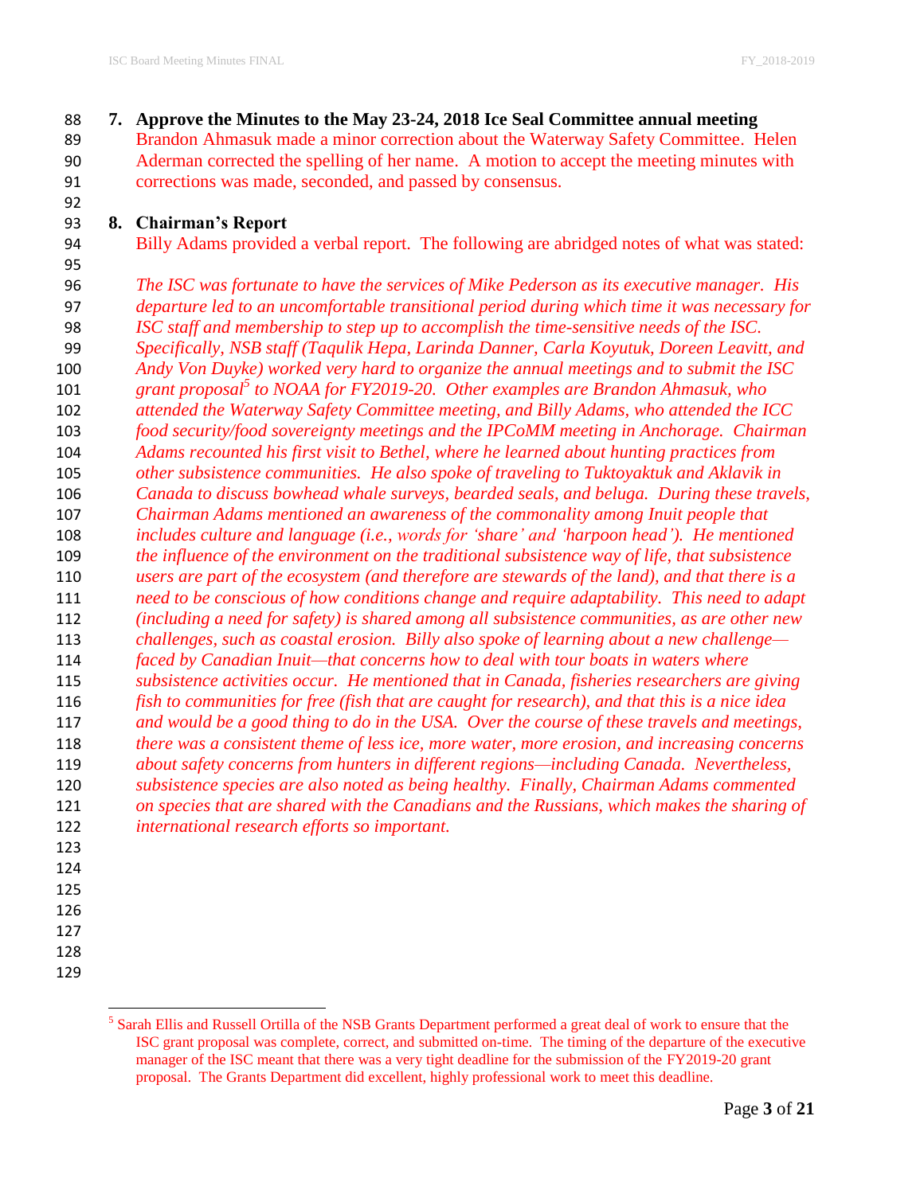**7. Approve the Minutes to the May 23-24, 2018 Ice Seal Committee annual meeting**

Brandon Ahmasuk made a minor correction about the Waterway Safety Committee. Helen Aderman corrected the spelling of her name. A motion to accept the meeting minutes with corrections was made, seconded, and passed by consensus.

**8. Chairman's Report**

Billy Adams provided a verbal report. The following are abridged notes of what was stated:

*The ISC was fortunate to have the services of Mike Pederson as its executive manager. His departure led to an uncomfortable transitional period during which time it was necessary for ISC staff and membership to step up to accomplish the time-sensitive needs of the ISC. Specifically, NSB staff (Taqulik Hepa, Larinda Danner, Carla Koyutuk, Doreen Leavitt, and Andy Von Duyke) worked very hard to organize the annual meetings and to submit the ISC grant proposal[5] to NOAA for FY2019-20. Other examples are Brandon Ahmasuk, who attended the Waterway Safety Committee meeting, and Billy Adams, who attended the ICC food security/food sovereignty meetings and the IPCoMM meeting in Anchorage. Chairman Adams recounted his first visit to Bethel, where he learned about hunting practices from other subsistence communities. He also spoke of traveling to Tuktoyaktuk and Aklavik in Canada to discuss bowhead whale surveys, bearded seals, and beluga. During these travels, Chairman Adams mentioned an awareness of the commonality among Inuit people that includes culture and language (i.e., words for 'share' and 'harpoon head'). He mentioned the influence of the environment on the traditional subsistence way of life, that subsistence users are part of the ecosystem (and therefore are stewards of the land), and that there is a need to be conscious of how conditions change and require adaptability. This need to adapt (including a need for safety) is shared among all subsistence communities, as are other new challenges, such as coastal erosion. Billy also spoke of learning about a new challenge—faced by Canadian Inuit—that concerns how to deal with tour boats in waters where subsistence activities occur. He mentioned that in Canada, fisheries researchers are giving fish to communities for free (fish that are caught for research), and that this is a nice idea and would be a good thing to do in the USA. Over the course of these travels and meetings, there was a consistent theme of less ice, more water, more erosion, and increasing concerns about safety concerns from hunters in different regions—including Canada. Nevertheless, subsistence species are also noted as being healthy. Finally, Chairman Adams commented on species that are shared with the Canadians and the Russians, which makes the sharing of international research efforts so important.*

---

[5] Sarah Ellis and Russell Ortilla of the NSB Grants Department performed a great deal of work to ensure that the ISC grant proposal was complete, correct, and submitted on-time. The timing of the departure of the executive manager of the ISC meant that there was a very tight deadline for the submission of the FY2019-20 grant proposal. The Grants Department did excellent, highly professional work to meet this deadline.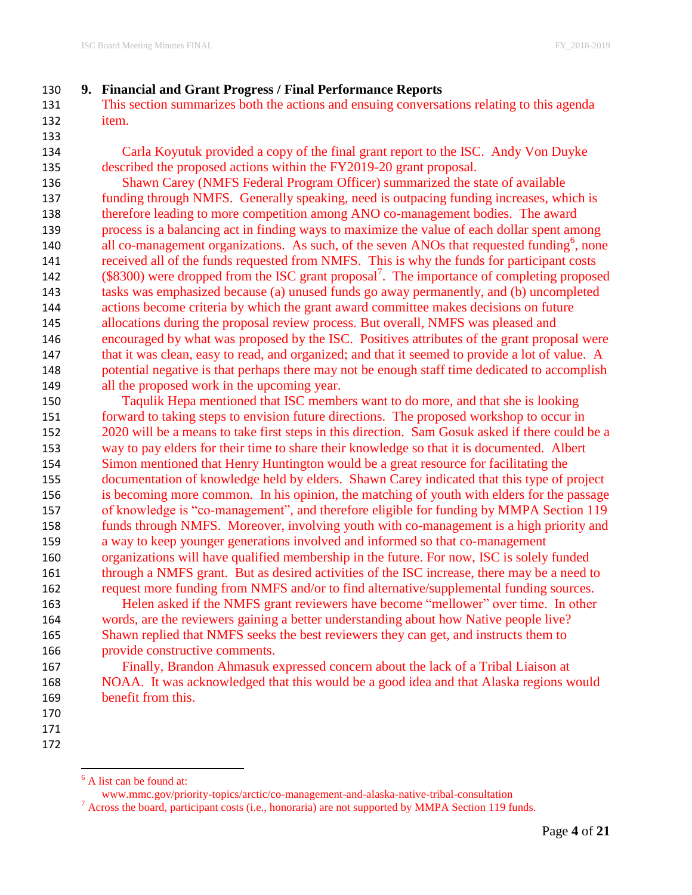## 9. Financial and Grant Progress / Final Performance Reports

This section summarizes both the actions and ensuing conversations relating to this agenda item.

Carla Koyutuk provided a copy of the final grant report to the ISC. Andy Von Duyke described the proposed actions within the FY2019-20 grant proposal.

Shawn Carey (NMFS Federal Program Officer) summarized the state of available funding through NMFS. Generally speaking, need is outpacing funding increases, which is therefore leading to more competition among ANO co-management bodies. The award process is a balancing act in finding ways to maximize the value of each dollar spent among all co-management organizations. As such, of the seven ANOs that requested funding[6], none received all of the funds requested from NMFS. This is why the funds for participant costs ($8300) were dropped from the ISC grant proposal[7]. The importance of completing proposed tasks was emphasized because (a) unused funds go away permanently, and (b) uncompleted actions become criteria by which the grant award committee makes decisions on future allocations during the proposal review process. But overall, NMFS was pleased and encouraged by what was proposed by the ISC. Positives attributes of the grant proposal were that it was clean, easy to read, and organized; and that it seemed to provide a lot of value. A potential negative is that perhaps there may not be enough staff time dedicated to accomplish all the proposed work in the upcoming year.

Taqulik Hepa mentioned that ISC members want to do more, and that she is looking forward to taking steps to envision future directions. The proposed workshop to occur in 2020 will be a means to take first steps in this direction. Sam Gosuk asked if there could be a way to pay elders for their time to share their knowledge so that it is documented. Albert Simon mentioned that Henry Huntington would be a great resource for facilitating the documentation of knowledge held by elders. Shawn Carey indicated that this type of project is becoming more common. In his opinion, the matching of youth with elders for the passage of knowledge is "co-management", and therefore eligible for funding by MMPA Section 119 funds through NMFS. Moreover, involving youth with co-management is a high priority and a way to keep younger generations involved and informed so that co-management organizations will have qualified membership in the future. For now, ISC is solely funded through a NMFS grant. But as desired activities of the ISC increase, there may be a need to request more funding from NMFS and/or to find alternative/supplemental funding sources.

Helen asked if the NMFS grant reviewers have become "mellower" over time. In other words, are the reviewers gaining a better understanding about how Native people live? Shawn replied that NMFS seeks the best reviewers they can get, and instructs them to provide constructive comments.

Finally, Brandon Ahmasuk expressed concern about the lack of a Tribal Liaison at NOAA. It was acknowledged that this would be a good idea and that Alaska regions would benefit from this.

---

[6] A list can be found at: www.mmc.gov/priority-topics/arctic/co-management-and-alaska-native-tribal-consultation

[7] Across the board, participant costs (i.e., honoraria) are not supported by MMPA Section 119 funds.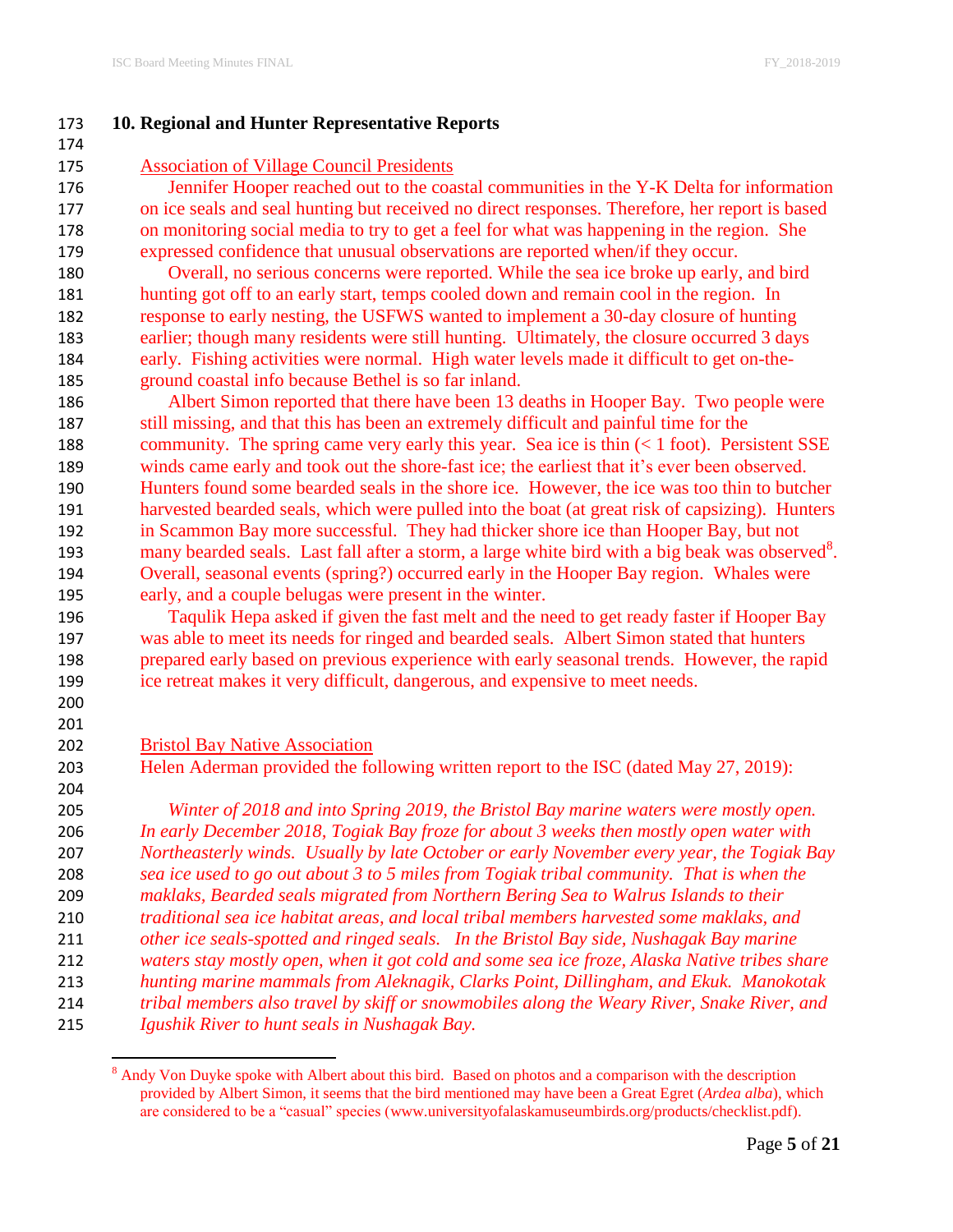## 10. Regional and Hunter Representative Reports

Association of Village Council Presidents

Jennifer Hooper reached out to the coastal communities in the Y-K Delta for information on ice seals and seal hunting but received no direct responses. Therefore, her report is based on monitoring social media to try to get a feel for what was happening in the region. She expressed confidence that unusual observations are reported when/if they occur.

Overall, no serious concerns were reported. While the sea ice broke up early, and bird hunting got off to an early start, temps cooled down and remain cool in the region. In response to early nesting, the USFWS wanted to implement a 30-day closure of hunting earlier; though many residents were still hunting. Ultimately, the closure occurred 3 days early. Fishing activities were normal. High water levels made it difficult to get on-the-ground coastal info because Bethel is so far inland.

Albert Simon reported that there have been 13 deaths in Hooper Bay. Two people were still missing, and that this has been an extremely difficult and painful time for the community. The spring came very early this year. Sea ice is thin (< 1 foot). Persistent SSE winds came early and took out the shore-fast ice; the earliest that it's ever been observed. Hunters found some bearded seals in the shore ice. However, the ice was too thin to butcher harvested bearded seals, which were pulled into the boat (at great risk of capsizing). Hunters in Scammon Bay more successful. They had thicker shore ice than Hooper Bay, but not many bearded seals. Last fall after a storm, a large white bird with a big beak was observed[8]. Overall, seasonal events (spring?) occurred early in the Hooper Bay region. Whales were early, and a couple belugas were present in the winter.

Taqulik Hepa asked if given the fast melt and the need to get ready faster if Hooper Bay was able to meet its needs for ringed and bearded seals. Albert Simon stated that hunters prepared early based on previous experience with early seasonal trends. However, the rapid ice retreat makes it very difficult, dangerous, and expensive to meet needs.

Bristol Bay Native Association

Helen Aderman provided the following written report to the ISC (dated May 27, 2019):

*Winter of 2018 and into Spring 2019, the Bristol Bay marine waters were mostly open. In early December 2018, Togiak Bay froze for about 3 weeks then mostly open water with Northeasterly winds. Usually by late October or early November every year, the Togiak Bay sea ice used to go out about 3 to 5 miles from Togiak tribal community. That is when the maklaks, Bearded seals migrated from Northern Bering Sea to Walrus Islands to their traditional sea ice habitat areas, and local tribal members harvested some maklaks, and other ice seals-spotted and ringed seals. In the Bristol Bay side, Nushagak Bay marine waters stay mostly open, when it got cold and some sea ice froze, Alaska Native tribes share hunting marine mammals from Aleknagik, Clarks Point, Dillingham, and Ekuk. Manokotak tribal members also travel by skiff or snowmobiles along the Weary River, Snake River, and Igushik River to hunt seals in Nushagak Bay.*

---

[8] Andy Von Duyke spoke with Albert about this bird. Based on photos and a comparison with the description provided by Albert Simon, it seems that the bird mentioned may have been a Great Egret (*Ardea alba*), which are considered to be a "casual" species (www.universityofalaskamuseumbirds.org/products/checklist.pdf).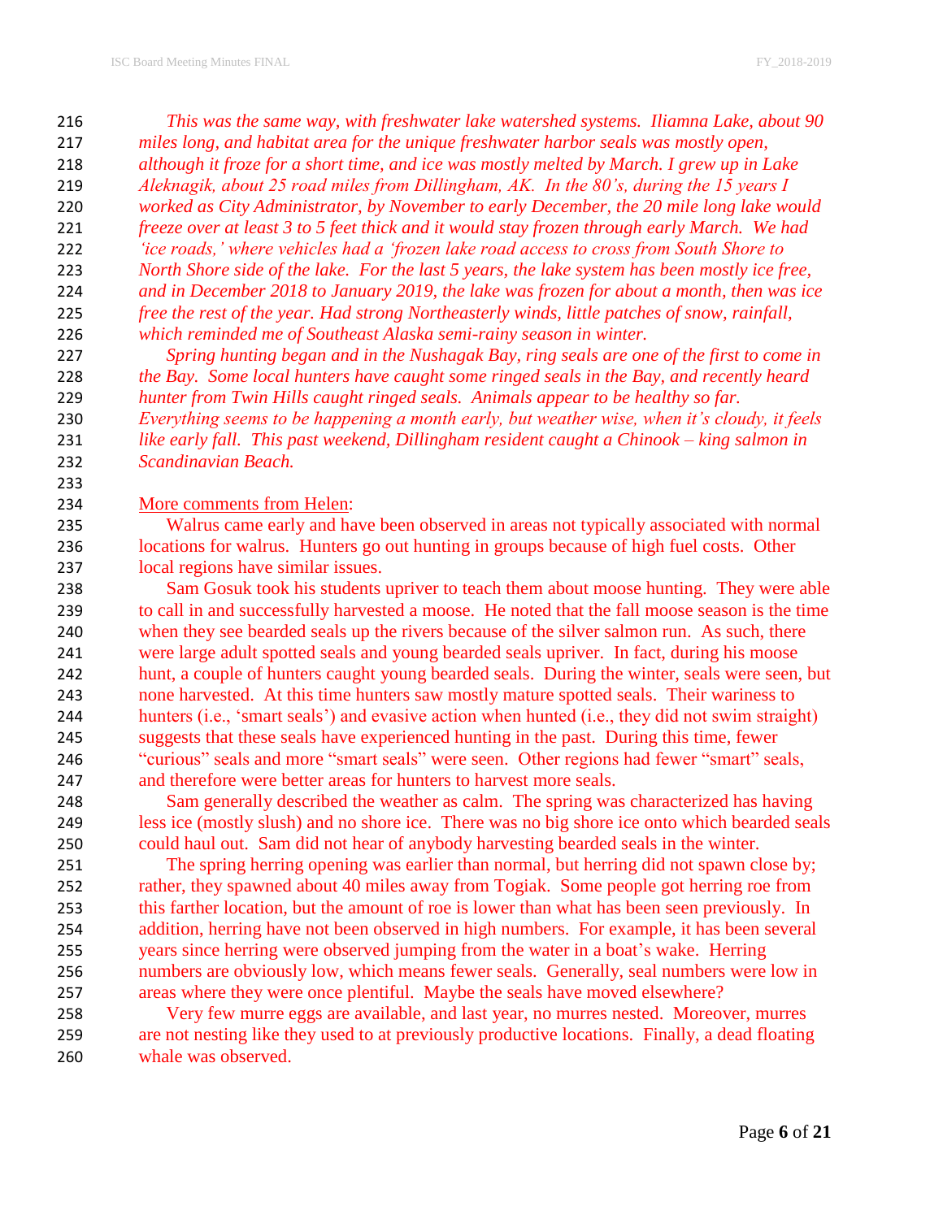*This was the same way, with freshwater lake watershed systems. Iliamna Lake, about 90 miles long, and habitat area for the unique freshwater harbor seals was mostly open, although it froze for a short time, and ice was mostly melted by March. I grew up in Lake Aleknagik, about 25 road miles from Dillingham, AK. In the 80's, during the 15 years I worked as City Administrator, by November to early December, the 20 mile long lake would freeze over at least 3 to 5 feet thick and it would stay frozen through early March. We had 'ice roads,' where vehicles had a 'frozen lake road access to cross from South Shore to North Shore side of the lake. For the last 5 years, the lake system has been mostly ice free, and in December 2018 to January 2019, the lake was frozen for about a month, then was ice free the rest of the year. Had strong Northeasterly winds, little patches of snow, rainfall, which reminded me of Southeast Alaska semi-rainy season in winter.*

*Spring hunting began and in the Nushagak Bay, ring seals are one of the first to come in the Bay. Some local hunters have caught some ringed seals in the Bay, and recently heard hunter from Twin Hills caught ringed seals. Animals appear to be healthy so far. Everything seems to be happening a month early, but weather wise, when it's cloudy, it feels like early fall. This past weekend, Dillingham resident caught a Chinook – king salmon in Scandinavian Beach.*

<u>More comments from Helen</u>:

Walrus came early and have been observed in areas not typically associated with normal locations for walrus. Hunters go out hunting in groups because of high fuel costs. Other local regions have similar issues.

Sam Gosuk took his students upriver to teach them about moose hunting. They were able to call in and successfully harvested a moose. He noted that the fall moose season is the time when they see bearded seals up the rivers because of the silver salmon run. As such, there were large adult spotted seals and young bearded seals upriver. In fact, during his moose hunt, a couple of hunters caught young bearded seals. During the winter, seals were seen, but none harvested. At this time hunters saw mostly mature spotted seals. Their wariness to hunters (i.e., 'smart seals') and evasive action when hunted (i.e., they did not swim straight) suggests that these seals have experienced hunting in the past. During this time, fewer "curious" seals and more "smart seals" were seen. Other regions had fewer "smart" seals, and therefore were better areas for hunters to harvest more seals.

Sam generally described the weather as calm. The spring was characterized has having less ice (mostly slush) and no shore ice. There was no big shore ice onto which bearded seals could haul out. Sam did not hear of anybody harvesting bearded seals in the winter.

The spring herring opening was earlier than normal, but herring did not spawn close by; rather, they spawned about 40 miles away from Togiak. Some people got herring roe from this farther location, but the amount of roe is lower than what has been seen previously. In addition, herring have not been observed in high numbers. For example, it has been several years since herring were observed jumping from the water in a boat's wake. Herring numbers are obviously low, which means fewer seals. Generally, seal numbers were low in areas where they were once plentiful. Maybe the seals have moved elsewhere?

Very few murre eggs are available, and last year, no murres nested. Moreover, murres are not nesting like they used to at previously productive locations. Finally, a dead floating whale was observed.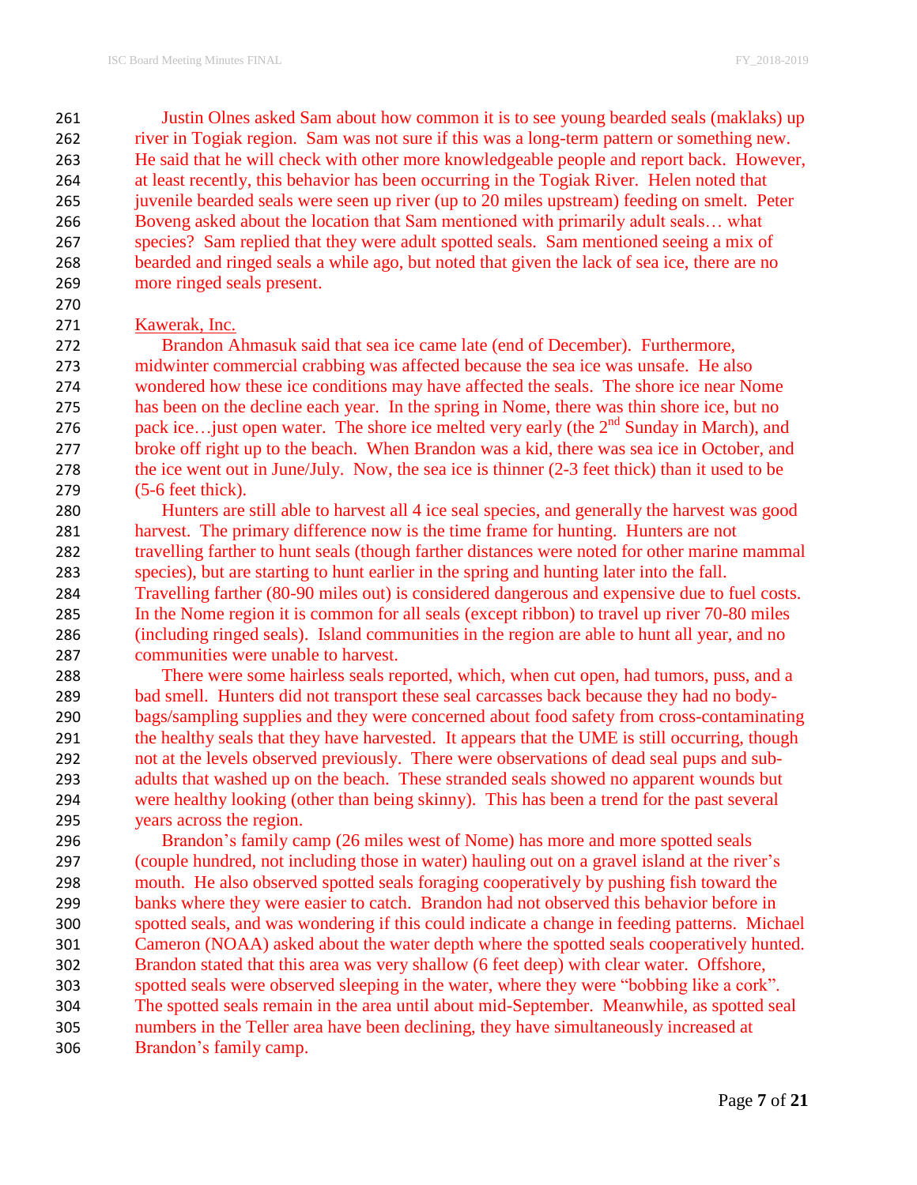Justin Olnes asked Sam about how common it is to see young bearded seals (maklaks) up river in Togiak region. Sam was not sure if this was a long-term pattern or something new. He said that he will check with other more knowledgeable people and report back. However, at least recently, this behavior has been occurring in the Togiak River. Helen noted that juvenile bearded seals were seen up river (up to 20 miles upstream) feeding on smelt. Peter Boveng asked about the location that Sam mentioned with primarily adult seals… what species? Sam replied that they were adult spotted seals. Sam mentioned seeing a mix of bearded and ringed seals a while ago, but noted that given the lack of sea ice, there are no more ringed seals present.

Kawerak, Inc.

Brandon Ahmasuk said that sea ice came late (end of December). Furthermore, midwinter commercial crabbing was affected because the sea ice was unsafe. He also wondered how these ice conditions may have affected the seals. The shore ice near Nome has been on the decline each year. In the spring in Nome, there was thin shore ice, but no pack ice…just open water. The shore ice melted very early (the 2nd Sunday in March), and broke off right up to the beach. When Brandon was a kid, there was sea ice in October, and the ice went out in June/July. Now, the sea ice is thinner (2-3 feet thick) than it used to be (5-6 feet thick).

Hunters are still able to harvest all 4 ice seal species, and generally the harvest was good harvest. The primary difference now is the time frame for hunting. Hunters are not travelling farther to hunt seals (though farther distances were noted for other marine mammal species), but are starting to hunt earlier in the spring and hunting later into the fall. Travelling farther (80-90 miles out) is considered dangerous and expensive due to fuel costs. In the Nome region it is common for all seals (except ribbon) to travel up river 70-80 miles (including ringed seals). Island communities in the region are able to hunt all year, and no communities were unable to harvest.

There were some hairless seals reported, which, when cut open, had tumors, puss, and a bad smell. Hunters did not transport these seal carcasses back because they had no body-bags/sampling supplies and they were concerned about food safety from cross-contaminating the healthy seals that they have harvested. It appears that the UME is still occurring, though not at the levels observed previously. There were observations of dead seal pups and sub-adults that washed up on the beach. These stranded seals showed no apparent wounds but were healthy looking (other than being skinny). This has been a trend for the past several years across the region.

Brandon's family camp (26 miles west of Nome) has more and more spotted seals (couple hundred, not including those in water) hauling out on a gravel island at the river's mouth. He also observed spotted seals foraging cooperatively by pushing fish toward the banks where they were easier to catch. Brandon had not observed this behavior before in spotted seals, and was wondering if this could indicate a change in feeding patterns. Michael Cameron (NOAA) asked about the water depth where the spotted seals cooperatively hunted. Brandon stated that this area was very shallow (6 feet deep) with clear water. Offshore, spotted seals were observed sleeping in the water, where they were "bobbing like a cork". The spotted seals remain in the area until about mid-September. Meanwhile, as spotted seal numbers in the Teller area have been declining, they have simultaneously increased at Brandon's family camp.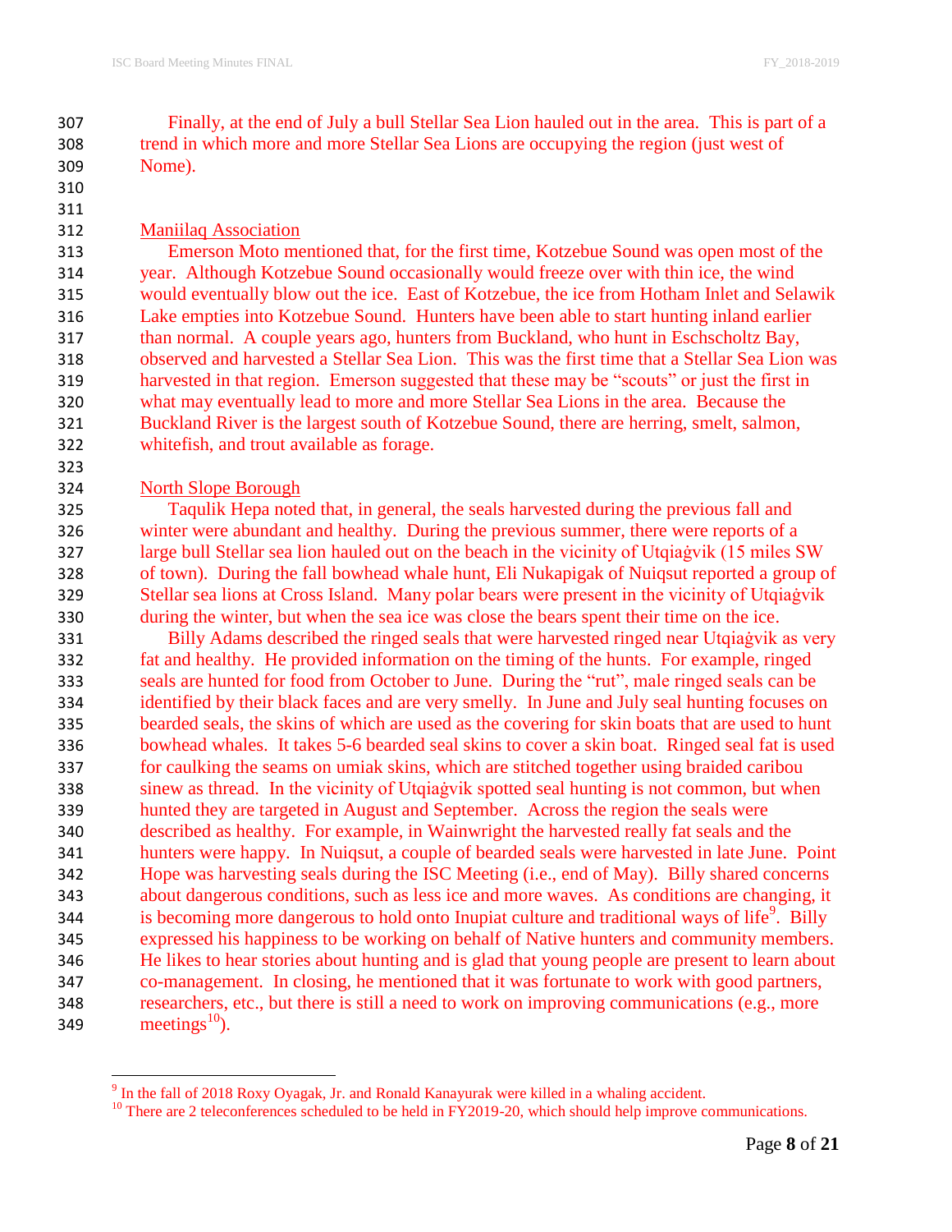Finally, at the end of July a bull Stellar Sea Lion hauled out in the area. This is part of a trend in which more and more Stellar Sea Lions are occupying the region (just west of Nome).

<u>Maniilaq Association</u>

Emerson Moto mentioned that, for the first time, Kotzebue Sound was open most of the year. Although Kotzebue Sound occasionally would freeze over with thin ice, the wind would eventually blow out the ice. East of Kotzebue, the ice from Hotham Inlet and Selawik Lake empties into Kotzebue Sound. Hunters have been able to start hunting inland earlier than normal. A couple years ago, hunters from Buckland, who hunt in Eschscholtz Bay, observed and harvested a Stellar Sea Lion. This was the first time that a Stellar Sea Lion was harvested in that region. Emerson suggested that these may be "scouts" or just the first in what may eventually lead to more and more Stellar Sea Lions in the area. Because the Buckland River is the largest south of Kotzebue Sound, there are herring, smelt, salmon, whitefish, and trout available as forage.

<u>North Slope Borough</u>

Taqulik Hepa noted that, in general, the seals harvested during the previous fall and winter were abundant and healthy. During the previous summer, there were reports of a large bull Stellar sea lion hauled out on the beach in the vicinity of Utqiaġvik (15 miles SW of town). During the fall bowhead whale hunt, Eli Nukapigak of Nuiqsut reported a group of Stellar sea lions at Cross Island. Many polar bears were present in the vicinity of Utqiaġvik during the winter, but when the sea ice was close the bears spent their time on the ice.

Billy Adams described the ringed seals that were harvested ringed near Utqiaġvik as very fat and healthy. He provided information on the timing of the hunts. For example, ringed seals are hunted for food from October to June. During the "rut", male ringed seals can be identified by their black faces and are very smelly. In June and July seal hunting focuses on bearded seals, the skins of which are used as the covering for skin boats that are used to hunt bowhead whales. It takes 5-6 bearded seal skins to cover a skin boat. Ringed seal fat is used for caulking the seams on umiak skins, which are stitched together using braided caribou sinew as thread. In the vicinity of Utqiaġvik spotted seal hunting is not common, but when hunted they are targeted in August and September. Across the region the seals were described as healthy. For example, in Wainwright the harvested really fat seals and the hunters were happy. In Nuiqsut, a couple of bearded seals were harvested in late June. Point Hope was harvesting seals during the ISC Meeting (i.e., end of May). Billy shared concerns about dangerous conditions, such as less ice and more waves. As conditions are changing, it is becoming more dangerous to hold onto Inupiat culture and traditional ways of life[9]. Billy expressed his happiness to be working on behalf of Native hunters and community members. He likes to hear stories about hunting and is glad that young people are present to learn about co-management. In closing, he mentioned that it was fortunate to work with good partners, researchers, etc., but there is still a need to work on improving communications (e.g., more meetings[10]).

---

[9] In the fall of 2018 Roxy Oyagak, Jr. and Ronald Kanayurak were killed in a whaling accident.

[10] There are 2 teleconferences scheduled to be held in FY2019-20, which should help improve communications.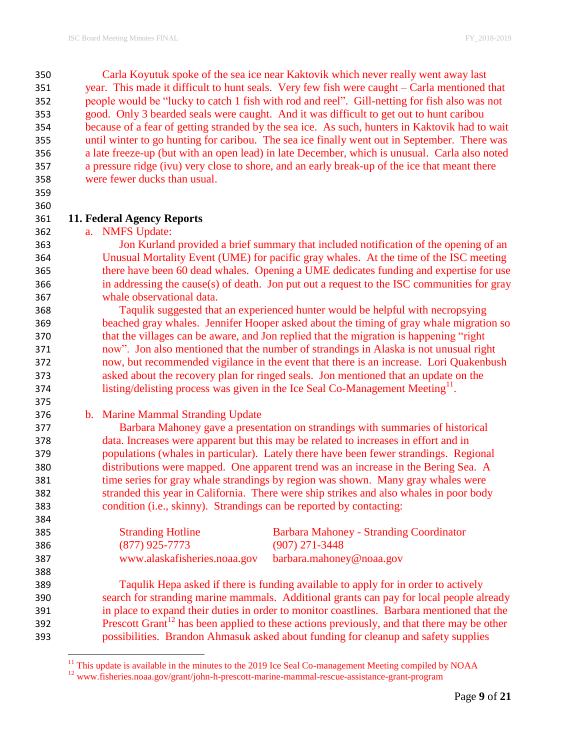Carla Koyutuk spoke of the sea ice near Kaktovik which never really went away last year. This made it difficult to hunt seals. Very few fish were caught – Carla mentioned that people would be "lucky to catch 1 fish with rod and reel". Gill-netting for fish also was not good. Only 3 bearded seals were caught. And it was difficult to get out to hunt caribou because of a fear of getting stranded by the sea ice. As such, hunters in Kaktovik had to wait until winter to go hunting for caribou. The sea ice finally went out in September. There was a late freeze-up (but with an open lead) in late December, which is unusual. Carla also noted a pressure ridge (ivu) very close to shore, and an early break-up of the ice that meant there were fewer ducks than usual.

## 11. Federal Agency Reports

a. NMFS Update:

Jon Kurland provided a brief summary that included notification of the opening of an Unusual Mortality Event (UME) for pacific gray whales. At the time of the ISC meeting there have been 60 dead whales. Opening a UME dedicates funding and expertise for use in addressing the cause(s) of death. Jon put out a request to the ISC communities for gray whale observational data.

Taqulik suggested that an experienced hunter would be helpful with necropsying beached gray whales. Jennifer Hooper asked about the timing of gray whale migration so that the villages can be aware, and Jon replied that the migration is happening "right now". Jon also mentioned that the number of strandings in Alaska is not unusual right now, but recommended vigilance in the event that there is an increase. Lori Quakenbush asked about the recovery plan for ringed seals. Jon mentioned that an update on the listing/delisting process was given in the Ice Seal Co-Management Meeting[11].

b. Marine Mammal Stranding Update

Barbara Mahoney gave a presentation on strandings with summaries of historical data. Increases were apparent but this may be related to increases in effort and in populations (whales in particular). Lately there have been fewer strandings. Regional distributions were mapped. One apparent trend was an increase in the Bering Sea. A time series for gray whale strandings by region was shown. Many gray whales were stranded this year in California. There were ship strikes and also whales in poor body condition (i.e., skinny). Strandings can be reported by contacting:

| Stranding Hotline | Barbara Mahoney - Stranding Coordinator |
|---|---|
| (877) 925-7773 | (907) 271-3448 |
| www.alaskafisheries.noaa.gov | barbara.mahoney@noaa.gov |

Taqulik Hepa asked if there is funding available to apply for in order to actively search for stranding marine mammals. Additional grants can pay for local people already in place to expand their duties in order to monitor coastlines. Barbara mentioned that the Prescott Grant[12] has been applied to these actions previously, and that there may be other possibilities. Brandon Ahmasuk asked about funding for cleanup and safety supplies

[11] This update is available in the minutes to the 2019 Ice Seal Co-management Meeting compiled by NOAA

[12] www.fisheries.noaa.gov/grant/john-h-prescott-marine-mammal-rescue-assistance-grant-program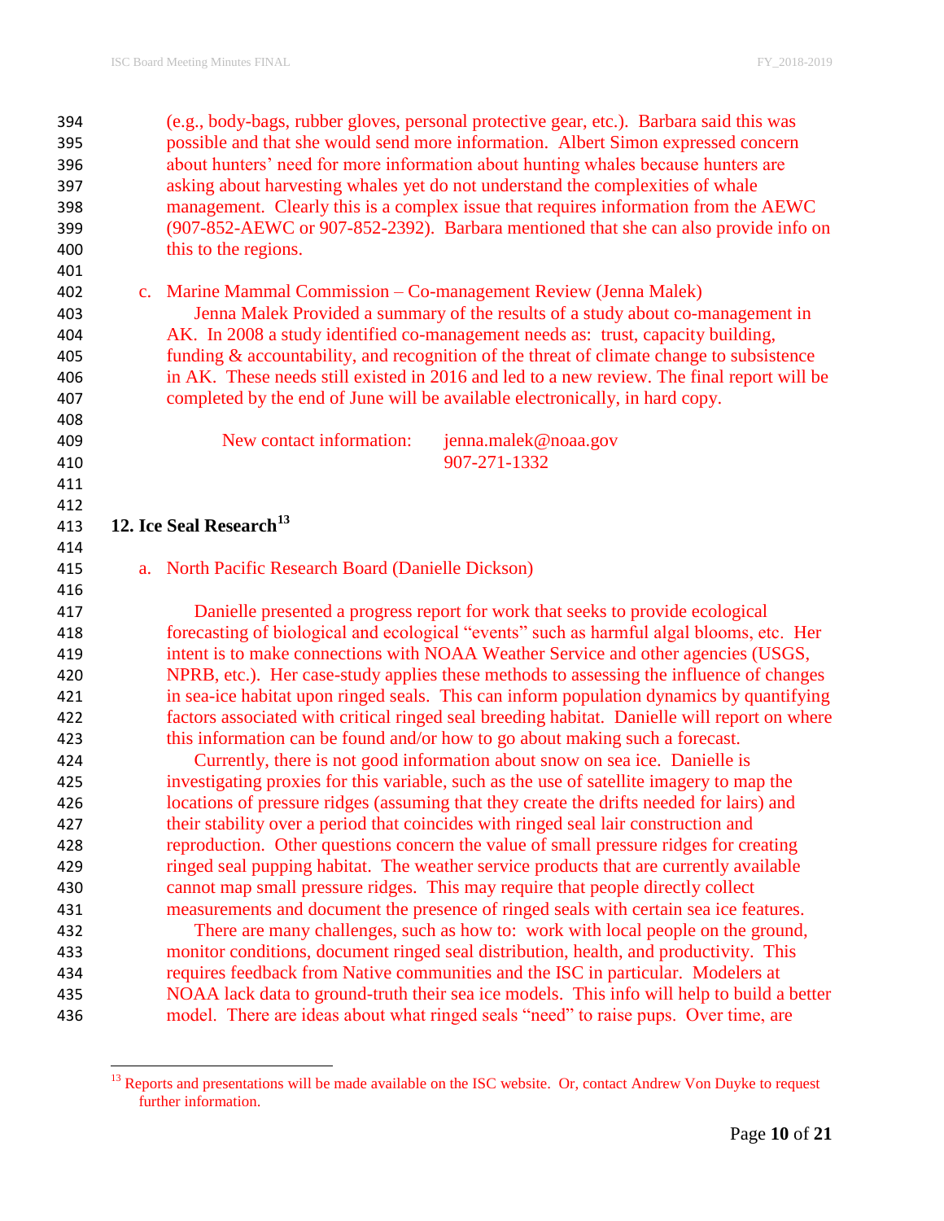(e.g., body-bags, rubber gloves, personal protective gear, etc.). Barbara said this was possible and that she would send more information. Albert Simon expressed concern about hunters' need for more information about hunting whales because hunters are asking about harvesting whales yet do not understand the complexities of whale management. Clearly this is a complex issue that requires information from the AEWC (907-852-AEWC or 907-852-2392). Barbara mentioned that she can also provide info on this to the regions.

c. Marine Mammal Commission – Co-management Review (Jenna Malek)

Jenna Malek Provided a summary of the results of a study about co-management in AK. In 2008 a study identified co-management needs as: trust, capacity building, funding & accountability, and recognition of the threat of climate change to subsistence in AK. These needs still existed in 2016 and led to a new review. The final report will be completed by the end of June will be available electronically, in hard copy.

New contact information: jenna.malek@noaa.gov
907-271-1332

## 12. Ice Seal Research[13]

a. North Pacific Research Board (Danielle Dickson)

Danielle presented a progress report for work that seeks to provide ecological forecasting of biological and ecological "events" such as harmful algal blooms, etc. Her intent is to make connections with NOAA Weather Service and other agencies (USGS, NPRB, etc.). Her case-study applies these methods to assessing the influence of changes in sea-ice habitat upon ringed seals. This can inform population dynamics by quantifying factors associated with critical ringed seal breeding habitat. Danielle will report on where this information can be found and/or how to go about making such a forecast.

Currently, there is not good information about snow on sea ice. Danielle is investigating proxies for this variable, such as the use of satellite imagery to map the locations of pressure ridges (assuming that they create the drifts needed for lairs) and their stability over a period that coincides with ringed seal lair construction and reproduction. Other questions concern the value of small pressure ridges for creating ringed seal pupping habitat. The weather service products that are currently available cannot map small pressure ridges. This may require that people directly collect measurements and document the presence of ringed seals with certain sea ice features.

There are many challenges, such as how to: work with local people on the ground, monitor conditions, document ringed seal distribution, health, and productivity. This requires feedback from Native communities and the ISC in particular. Modelers at NOAA lack data to ground-truth their sea ice models. This info will help to build a better model. There are ideas about what ringed seals "need" to raise pups. Over time, are

[13] Reports and presentations will be made available on the ISC website. Or, contact Andrew Von Duyke to request further information.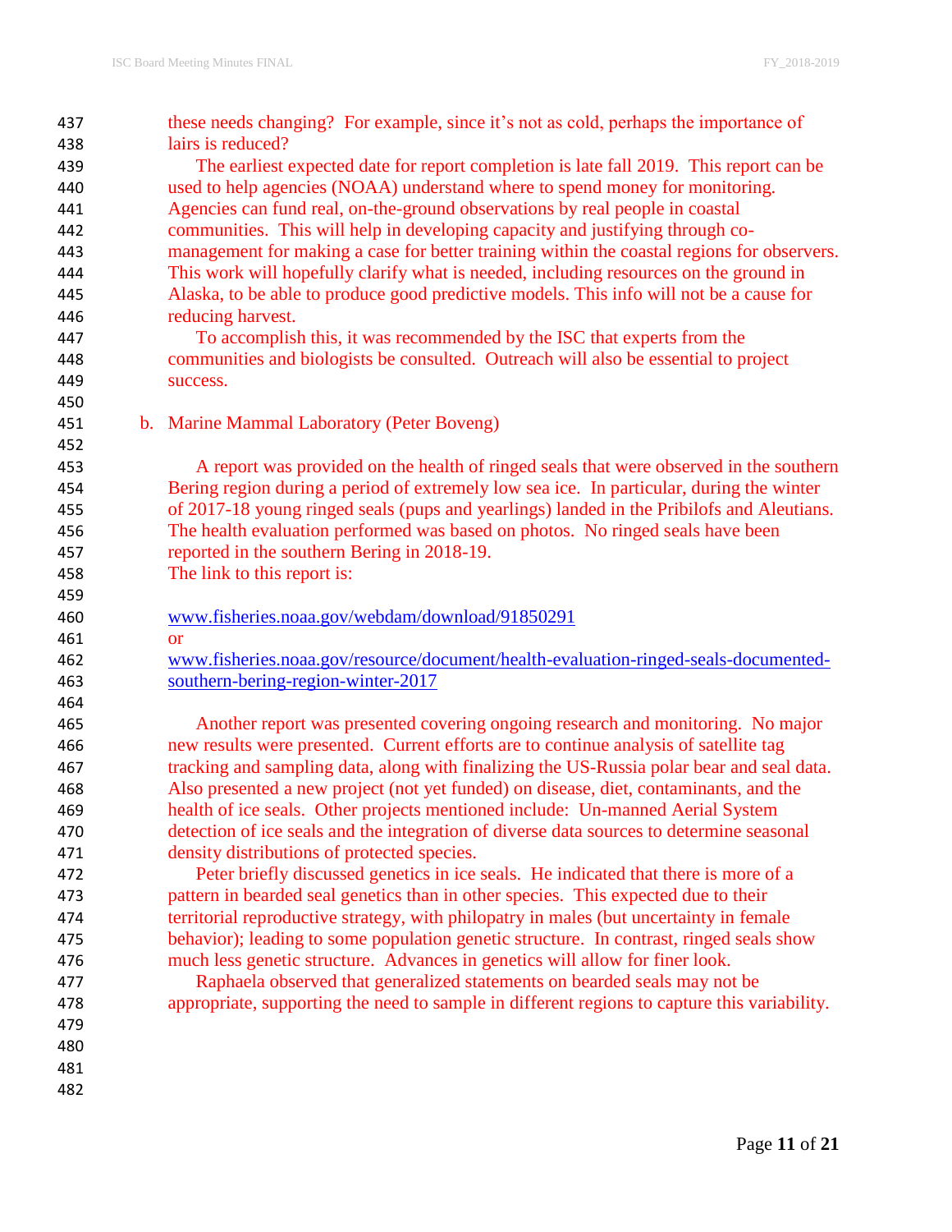these needs changing? For example, since it's not as cold, perhaps the importance of lairs is reduced?

The earliest expected date for report completion is late fall 2019. This report can be used to help agencies (NOAA) understand where to spend money for monitoring. Agencies can fund real, on-the-ground observations by real people in coastal communities. This will help in developing capacity and justifying through co-management for making a case for better training within the coastal regions for observers. This work will hopefully clarify what is needed, including resources on the ground in Alaska, to be able to produce good predictive models. This info will not be a cause for reducing harvest.

To accomplish this, it was recommended by the ISC that experts from the communities and biologists be consulted. Outreach will also be essential to project success.

b. Marine Mammal Laboratory (Peter Boveng)

A report was provided on the health of ringed seals that were observed in the southern Bering region during a period of extremely low sea ice. In particular, during the winter of 2017-18 young ringed seals (pups and yearlings) landed in the Pribilofs and Aleutians. The health evaluation performed was based on photos. No ringed seals have been reported in the southern Bering in 2018-19.

The link to this report is:

www.fisheries.noaa.gov/webdam/download/91850291

or

www.fisheries.noaa.gov/resource/document/health-evaluation-ringed-seals-documented-southern-bering-region-winter-2017

Another report was presented covering ongoing research and monitoring. No major new results were presented. Current efforts are to continue analysis of satellite tag tracking and sampling data, along with finalizing the US-Russia polar bear and seal data. Also presented a new project (not yet funded) on disease, diet, contaminants, and the health of ice seals. Other projects mentioned include: Un-manned Aerial System detection of ice seals and the integration of diverse data sources to determine seasonal density distributions of protected species.

Peter briefly discussed genetics in ice seals. He indicated that there is more of a pattern in bearded seal genetics than in other species. This expected due to their territorial reproductive strategy, with philopatry in males (but uncertainty in female behavior); leading to some population genetic structure. In contrast, ringed seals show much less genetic structure. Advances in genetics will allow for finer look.

Raphaela observed that generalized statements on bearded seals may not be appropriate, supporting the need to sample in different regions to capture this variability.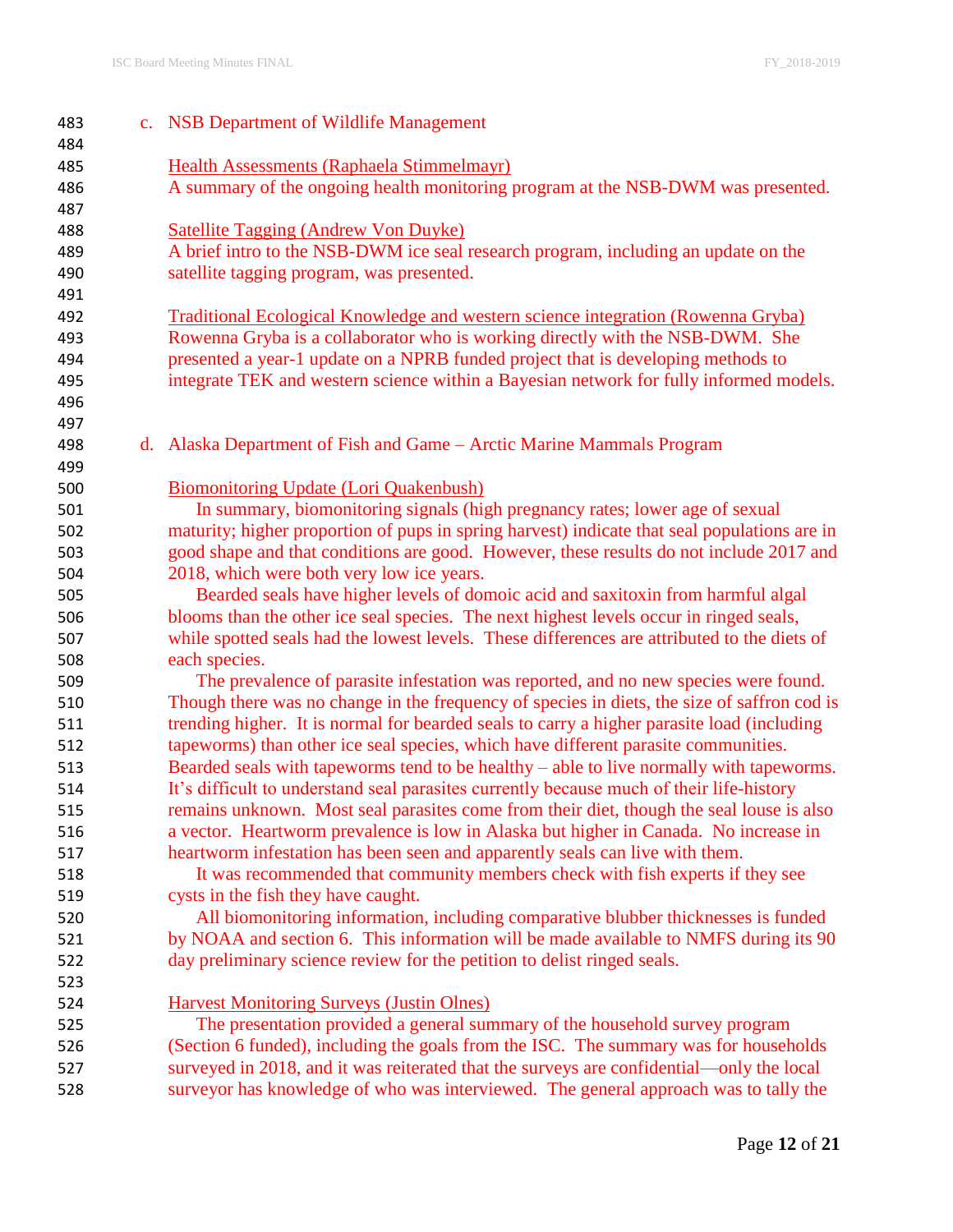c. NSB Department of Wildlife Management

<u>Health Assessments (Raphaela Stimmelmayr)</u>
A summary of the ongoing health monitoring program at the NSB-DWM was presented.

<u>Satellite Tagging (Andrew Von Duyke)</u>
A brief intro to the NSB-DWM ice seal research program, including an update on the satellite tagging program, was presented.

<u>Traditional Ecological Knowledge and western science integration (Rowenna Gryba)</u>
Rowenna Gryba is a collaborator who is working directly with the NSB-DWM. She presented a year-1 update on a NPRB funded project that is developing methods to integrate TEK and western science within a Bayesian network for fully informed models.

d. Alaska Department of Fish and Game – Arctic Marine Mammals Program

<u>Biomonitoring Update (Lori Quakenbush)</u>

In summary, biomonitoring signals (high pregnancy rates; lower age of sexual maturity; higher proportion of pups in spring harvest) indicate that seal populations are in good shape and that conditions are good. However, these results do not include 2017 and 2018, which were both very low ice years.

Bearded seals have higher levels of domoic acid and saxitoxin from harmful algal blooms than the other ice seal species. The next highest levels occur in ringed seals, while spotted seals had the lowest levels. These differences are attributed to the diets of each species.

The prevalence of parasite infestation was reported, and no new species were found. Though there was no change in the frequency of species in diets, the size of saffron cod is trending higher. It is normal for bearded seals to carry a higher parasite load (including tapeworms) than other ice seal species, which have different parasite communities. Bearded seals with tapeworms tend to be healthy – able to live normally with tapeworms. It's difficult to understand seal parasites currently because much of their life-history remains unknown. Most seal parasites come from their diet, though the seal louse is also a vector. Heartworm prevalence is low in Alaska but higher in Canada. No increase in heartworm infestation has been seen and apparently seals can live with them.

It was recommended that community members check with fish experts if they see cysts in the fish they have caught.

All biomonitoring information, including comparative blubber thicknesses is funded by NOAA and section 6. This information will be made available to NMFS during its 90 day preliminary science review for the petition to delist ringed seals.

<u>Harvest Monitoring Surveys (Justin Olnes)</u>

The presentation provided a general summary of the household survey program (Section 6 funded), including the goals from the ISC. The summary was for households surveyed in 2018, and it was reiterated that the surveys are confidential—only the local surveyor has knowledge of who was interviewed. The general approach was to tally the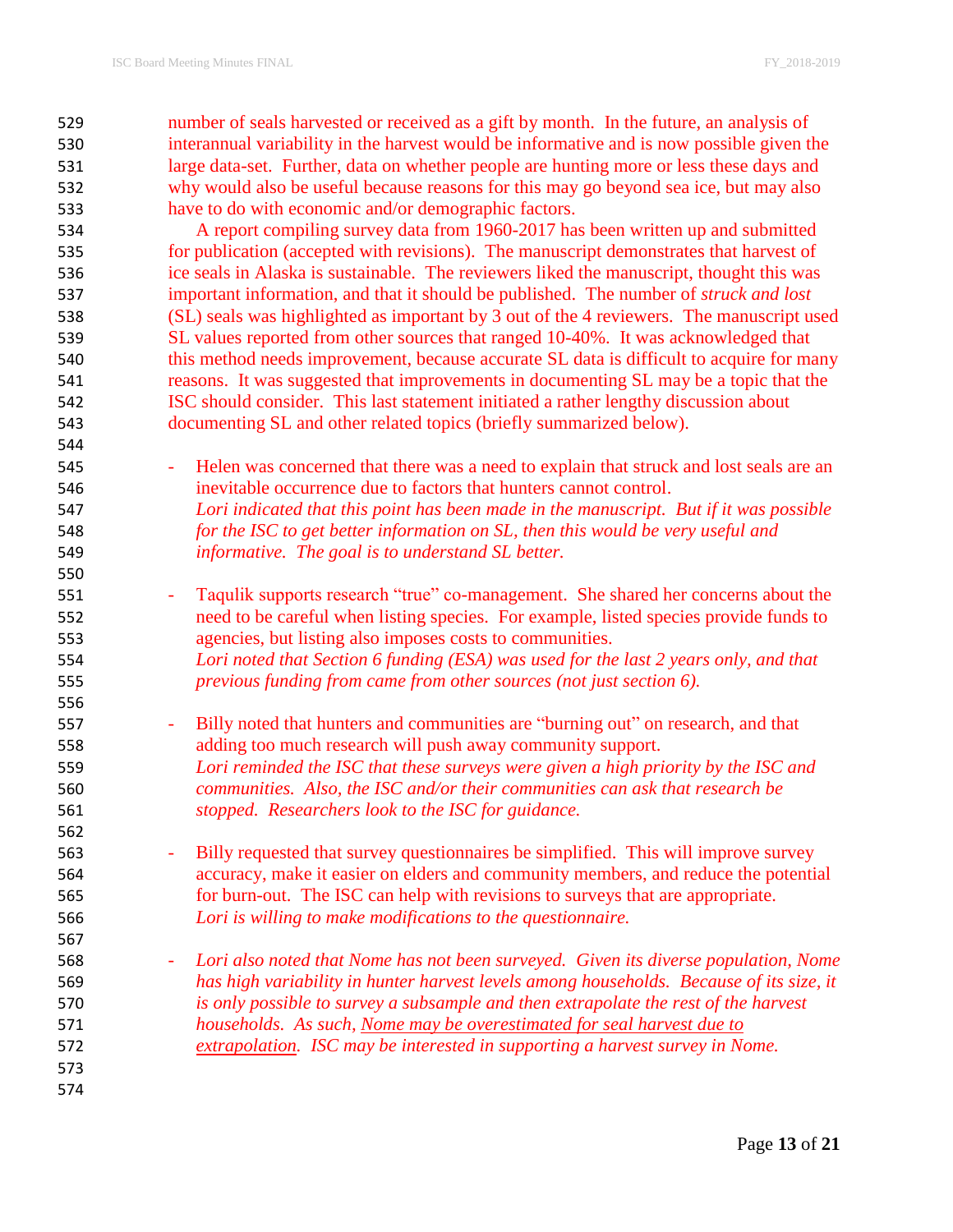number of seals harvested or received as a gift by month. In the future, an analysis of interannual variability in the harvest would be informative and is now possible given the large data-set. Further, data on whether people are hunting more or less these days and why would also be useful because reasons for this may go beyond sea ice, but may also have to do with economic and/or demographic factors.

A report compiling survey data from 1960-2017 has been written up and submitted for publication (accepted with revisions). The manuscript demonstrates that harvest of ice seals in Alaska is sustainable. The reviewers liked the manuscript, thought this was important information, and that it should be published. The number of *struck and lost* (SL) seals was highlighted as important by 3 out of the 4 reviewers. The manuscript used SL values reported from other sources that ranged 10-40%. It was acknowledged that this method needs improvement, because accurate SL data is difficult to acquire for many reasons. It was suggested that improvements in documenting SL may be a topic that the ISC should consider. This last statement initiated a rather lengthy discussion about documenting SL and other related topics (briefly summarized below).

- Helen was concerned that there was a need to explain that struck and lost seals are an inevitable occurrence due to factors that hunters cannot control.
  *Lori indicated that this point has been made in the manuscript. But if it was possible for the ISC to get better information on SL, then this would be very useful and informative. The goal is to understand SL better.*

- Taqulik supports research "true" co-management. She shared her concerns about the need to be careful when listing species. For example, listed species provide funds to agencies, but listing also imposes costs to communities.
  *Lori noted that Section 6 funding (ESA) was used for the last 2 years only, and that previous funding from came from other sources (not just section 6).*

- Billy noted that hunters and communities are "burning out" on research, and that adding too much research will push away community support.
  *Lori reminded the ISC that these surveys were given a high priority by the ISC and communities. Also, the ISC and/or their communities can ask that research be stopped. Researchers look to the ISC for guidance.*

- Billy requested that survey questionnaires be simplified. This will improve survey accuracy, make it easier on elders and community members, and reduce the potential for burn-out. The ISC can help with revisions to surveys that are appropriate.
  *Lori is willing to make modifications to the questionnaire.*

- *Lori also noted that Nome has not been surveyed. Given its diverse population, Nome has high variability in hunter harvest levels among households. Because of its size, it is only possible to survey a subsample and then extrapolate the rest of the harvest households. As such, <u>Nome may be overestimated for seal harvest due to extrapolation</u>. ISC may be interested in supporting a harvest survey in Nome.*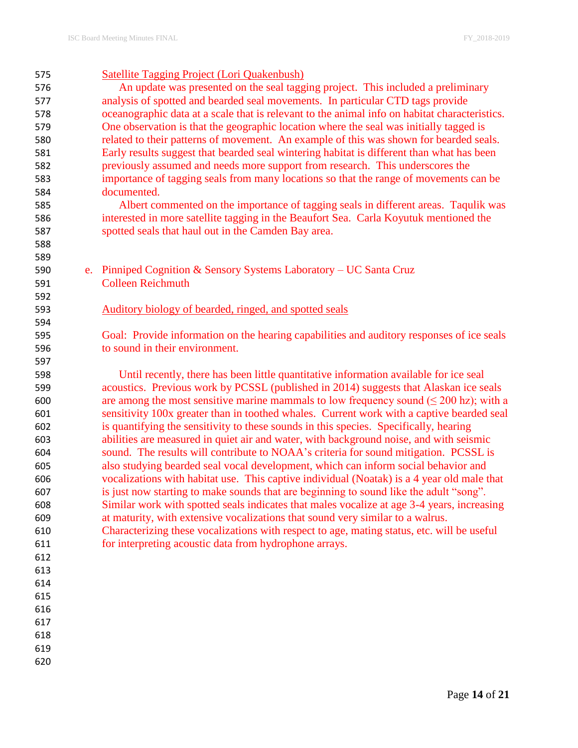<u>Satellite Tagging Project (Lori Quakenbush)</u>

An update was presented on the seal tagging project. This included a preliminary analysis of spotted and bearded seal movements. In particular CTD tags provide oceanographic data at a scale that is relevant to the animal info on habitat characteristics. One observation is that the geographic location where the seal was initially tagged is related to their patterns of movement. An example of this was shown for bearded seals. Early results suggest that bearded seal wintering habitat is different than what has been previously assumed and needs more support from research. This underscores the importance of tagging seals from many locations so that the range of movements can be documented.

Albert commented on the importance of tagging seals in different areas. Taqulik was interested in more satellite tagging in the Beaufort Sea. Carla Koyutuk mentioned the spotted seals that haul out in the Camden Bay area.

e. Pinniped Cognition & Sensory Systems Laboratory – UC Santa Cruz
Colleen Reichmuth

<u>Auditory biology of bearded, ringed, and spotted seals</u>

Goal: Provide information on the hearing capabilities and auditory responses of ice seals to sound in their environment.

Until recently, there has been little quantitative information available for ice seal acoustics. Previous work by PCSSL (published in 2014) suggests that Alaskan ice seals are among the most sensitive marine mammals to low frequency sound ($\leq$ 200 hz); with a sensitivity 100x greater than in toothed whales. Current work with a captive bearded seal is quantifying the sensitivity to these sounds in this species. Specifically, hearing abilities are measured in quiet air and water, with background noise, and with seismic sound. The results will contribute to NOAA's criteria for sound mitigation. PCSSL is also studying bearded seal vocal development, which can inform social behavior and vocalizations with habitat use. This captive individual (Noatak) is a 4 year old male that is just now starting to make sounds that are beginning to sound like the adult "song". Similar work with spotted seals indicates that males vocalize at age 3-4 years, increasing at maturity, with extensive vocalizations that sound very similar to a walrus. Characterizing these vocalizations with respect to age, mating status, etc. will be useful for interpreting acoustic data from hydrophone arrays.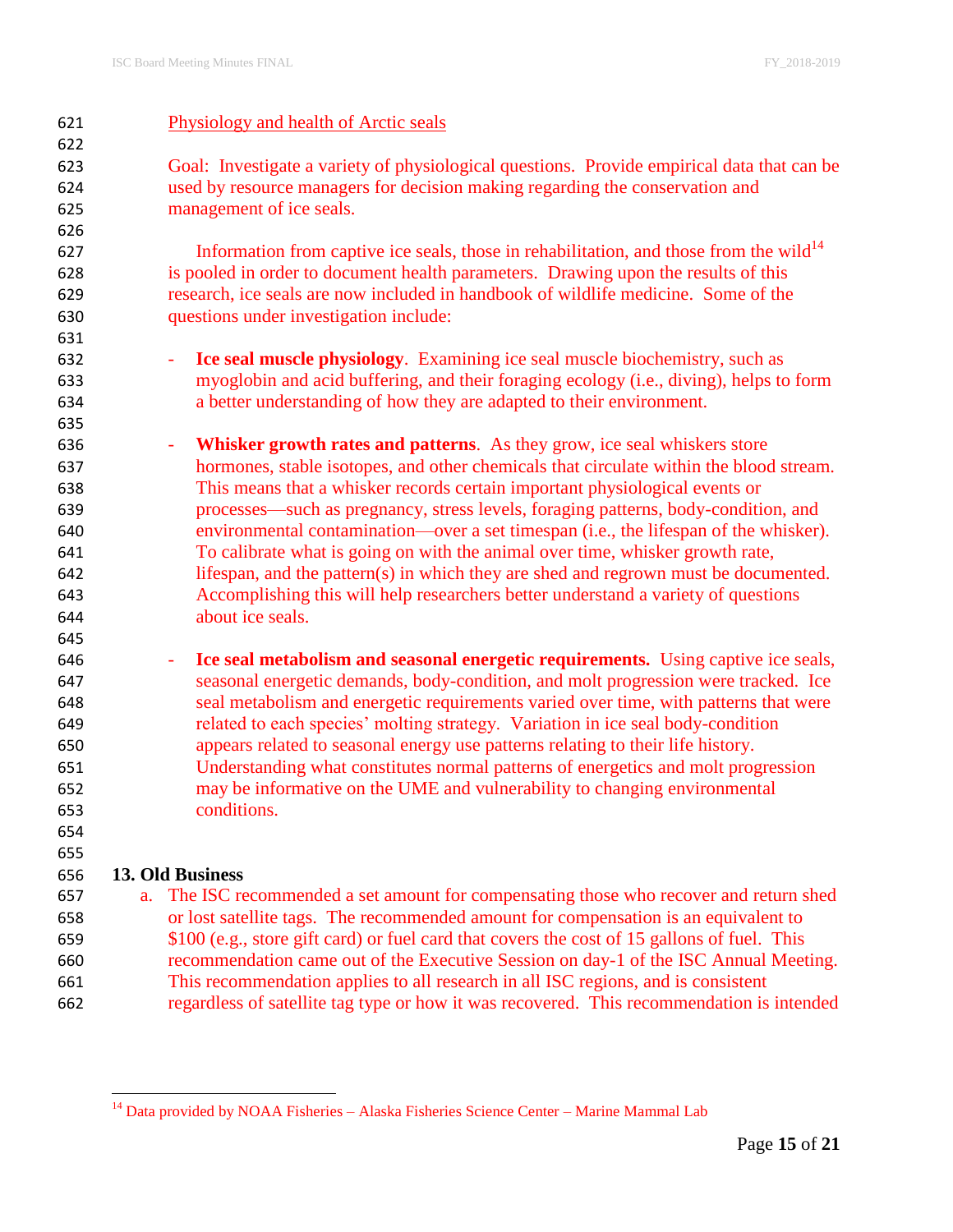Physiology and health of Arctic seals

Goal: Investigate a variety of physiological questions. Provide empirical data that can be used by resource managers for decision making regarding the conservation and management of ice seals.

Information from captive ice seals, those in rehabilitation, and those from the wild[14] is pooled in order to document health parameters. Drawing upon the results of this research, ice seals are now included in handbook of wildlife medicine. Some of the questions under investigation include:

- **Ice seal muscle physiology**. Examining ice seal muscle biochemistry, such as myoglobin and acid buffering, and their foraging ecology (i.e., diving), helps to form a better understanding of how they are adapted to their environment.

- **Whisker growth rates and patterns**. As they grow, ice seal whiskers store hormones, stable isotopes, and other chemicals that circulate within the blood stream. This means that a whisker records certain important physiological events or processes—such as pregnancy, stress levels, foraging patterns, body-condition, and environmental contamination—over a set timespan (i.e., the lifespan of the whisker). To calibrate what is going on with the animal over time, whisker growth rate, lifespan, and the pattern(s) in which they are shed and regrown must be documented. Accomplishing this will help researchers better understand a variety of questions about ice seals.

- **Ice seal metabolism and seasonal energetic requirements.** Using captive ice seals, seasonal energetic demands, body-condition, and molt progression were tracked. Ice seal metabolism and energetic requirements varied over time, with patterns that were related to each species' molting strategy. Variation in ice seal body-condition appears related to seasonal energy use patterns relating to their life history. Understanding what constitutes normal patterns of energetics and molt progression may be informative on the UME and vulnerability to changing environmental conditions.

## 13. Old Business

a. The ISC recommended a set amount for compensating those who recover and return shed or lost satellite tags. The recommended amount for compensation is an equivalent to $100 (e.g., store gift card) or fuel card that covers the cost of 15 gallons of fuel. This recommendation came out of the Executive Session on day-1 of the ISC Annual Meeting. This recommendation applies to all research in all ISC regions, and is consistent regardless of satellite tag type or how it was recovered. This recommendation is intended

[14] Data provided by NOAA Fisheries – Alaska Fisheries Science Center – Marine Mammal Lab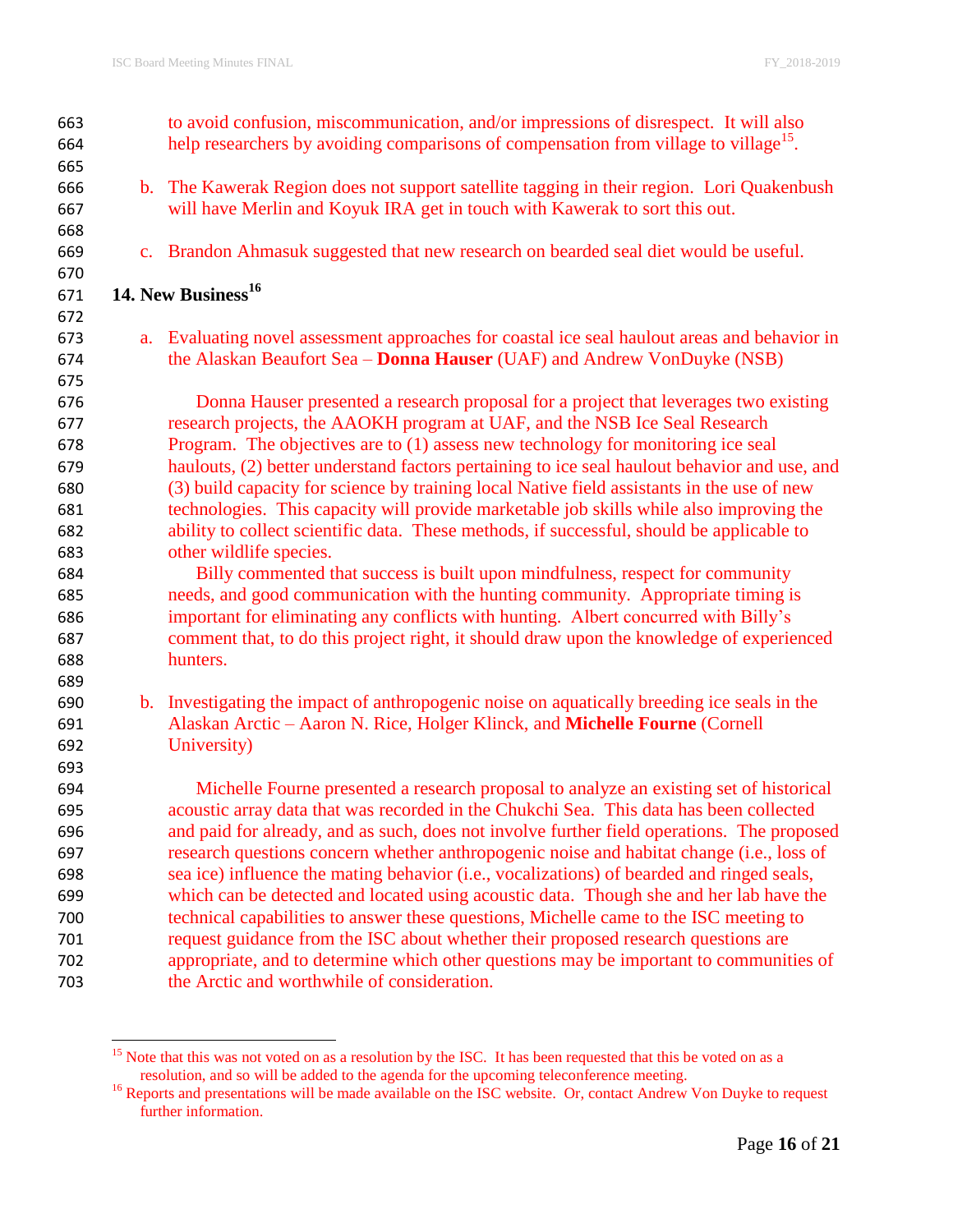to avoid confusion, miscommunication, and/or impressions of disrespect. It will also help researchers by avoiding comparisons of compensation from village to village[15].

b. The Kawerak Region does not support satellite tagging in their region. Lori Quakenbush will have Merlin and Koyuk IRA get in touch with Kawerak to sort this out.

c. Brandon Ahmasuk suggested that new research on bearded seal diet would be useful.

## 14. New Business[16]

a. Evaluating novel assessment approaches for coastal ice seal haulout areas and behavior in the Alaskan Beaufort Sea – **Donna Hauser** (UAF) and Andrew VonDuyke (NSB)

Donna Hauser presented a research proposal for a project that leverages two existing research projects, the AAOKH program at UAF, and the NSB Ice Seal Research Program. The objectives are to (1) assess new technology for monitoring ice seal haulouts, (2) better understand factors pertaining to ice seal haulout behavior and use, and (3) build capacity for science by training local Native field assistants in the use of new technologies. This capacity will provide marketable job skills while also improving the ability to collect scientific data. These methods, if successful, should be applicable to other wildlife species.

Billy commented that success is built upon mindfulness, respect for community needs, and good communication with the hunting community. Appropriate timing is important for eliminating any conflicts with hunting. Albert concurred with Billy's comment that, to do this project right, it should draw upon the knowledge of experienced hunters.

b. Investigating the impact of anthropogenic noise on aquatically breeding ice seals in the Alaskan Arctic – Aaron N. Rice, Holger Klinck, and **Michelle Fourne** (Cornell University)

Michelle Fourne presented a research proposal to analyze an existing set of historical acoustic array data that was recorded in the Chukchi Sea. This data has been collected and paid for already, and as such, does not involve further field operations. The proposed research questions concern whether anthropogenic noise and habitat change (i.e., loss of sea ice) influence the mating behavior (i.e., vocalizations) of bearded and ringed seals, which can be detected and located using acoustic data. Though she and her lab have the technical capabilities to answer these questions, Michelle came to the ISC meeting to request guidance from the ISC about whether their proposed research questions are appropriate, and to determine which other questions may be important to communities of the Arctic and worthwhile of consideration.

---

[15] Note that this was not voted on as a resolution by the ISC. It has been requested that this be voted on as a resolution, and so will be added to the agenda for the upcoming teleconference meeting.

[16] Reports and presentations will be made available on the ISC website. Or, contact Andrew Von Duyke to request further information.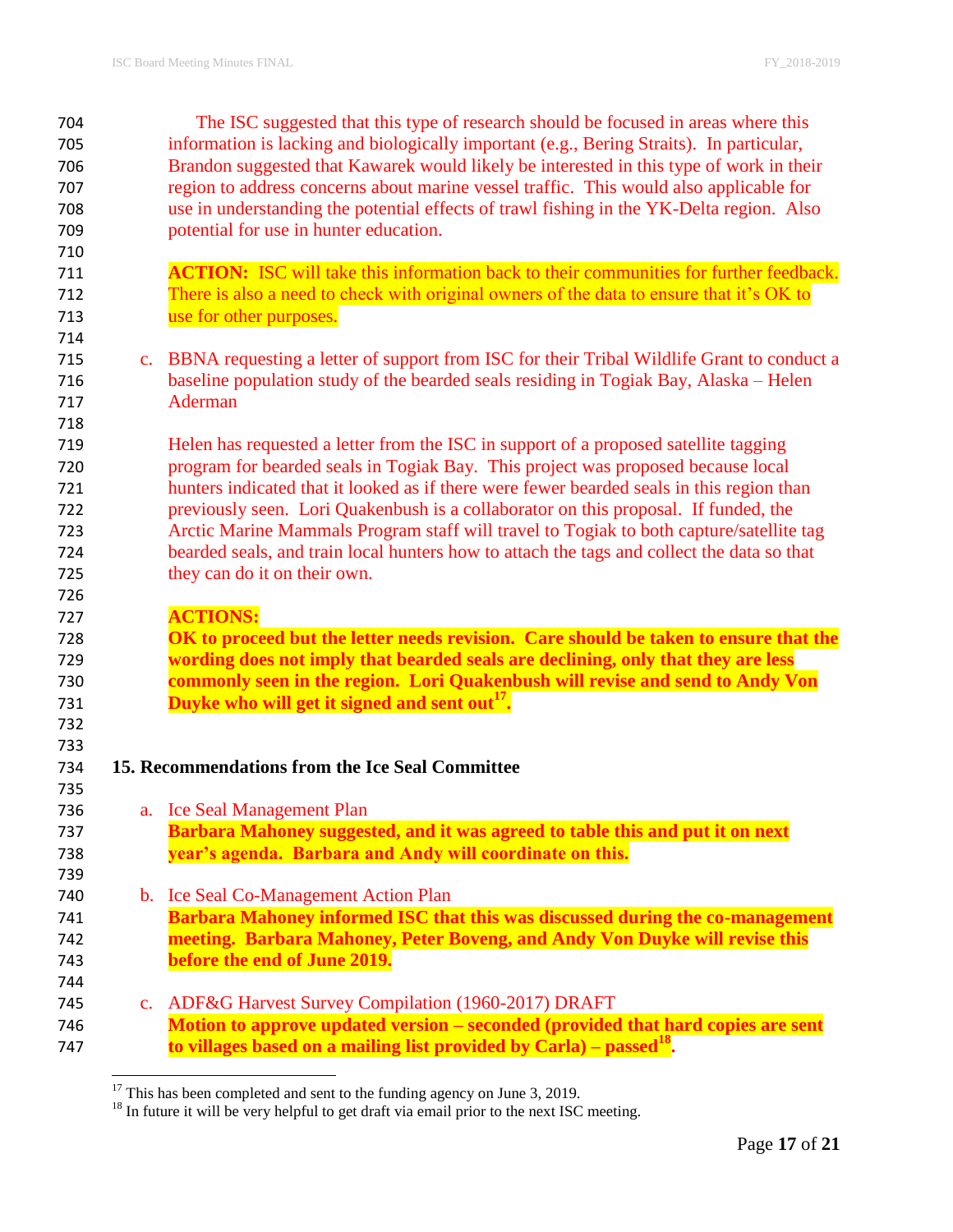The ISC suggested that this type of research should be focused in areas where this information is lacking and biologically important (e.g., Bering Straits). In particular, Brandon suggested that Kawarek would likely be interested in this type of work in their region to address concerns about marine vessel traffic. This would also applicable for use in understanding the potential effects of trawl fishing in the YK-Delta region. Also potential for use in hunter education.

**ACTION:** ISC will take this information back to their communities for further feedback. There is also a need to check with original owners of the data to ensure that it's OK to use for other purposes.

c. BBNA requesting a letter of support from ISC for their Tribal Wildlife Grant to conduct a baseline population study of the bearded seals residing in Togiak Bay, Alaska – Helen Aderman

Helen has requested a letter from the ISC in support of a proposed satellite tagging program for bearded seals in Togiak Bay. This project was proposed because local hunters indicated that it looked as if there were fewer bearded seals in this region than previously seen. Lori Quakenbush is a collaborator on this proposal. If funded, the Arctic Marine Mammals Program staff will travel to Togiak to both capture/satellite tag bearded seals, and train local hunters how to attach the tags and collect the data so that they can do it on their own.

**ACTIONS:**
**OK to proceed but the letter needs revision. Care should be taken to ensure that the wording does not imply that bearded seals are declining, only that they are less commonly seen in the region. Lori Quakenbush will revise and send to Andy Von Duyke who will get it signed and sent out[17].**

## 15. Recommendations from the Ice Seal Committee

a. Ice Seal Management Plan
**Barbara Mahoney suggested, and it was agreed to table this and put it on next year's agenda. Barbara and Andy will coordinate on this.**

b. Ice Seal Co-Management Action Plan
**Barbara Mahoney informed ISC that this was discussed during the co-management meeting. Barbara Mahoney, Peter Boveng, and Andy Von Duyke will revise this before the end of June 2019.**

c. ADF&G Harvest Survey Compilation (1960-2017) DRAFT
**Motion to approve updated version – seconded (provided that hard copies are sent to villages based on a mailing list provided by Carla) – passed[18].**

---

[17] This has been completed and sent to the funding agency on June 3, 2019.

[18] In future it will be very helpful to get draft via email prior to the next ISC meeting.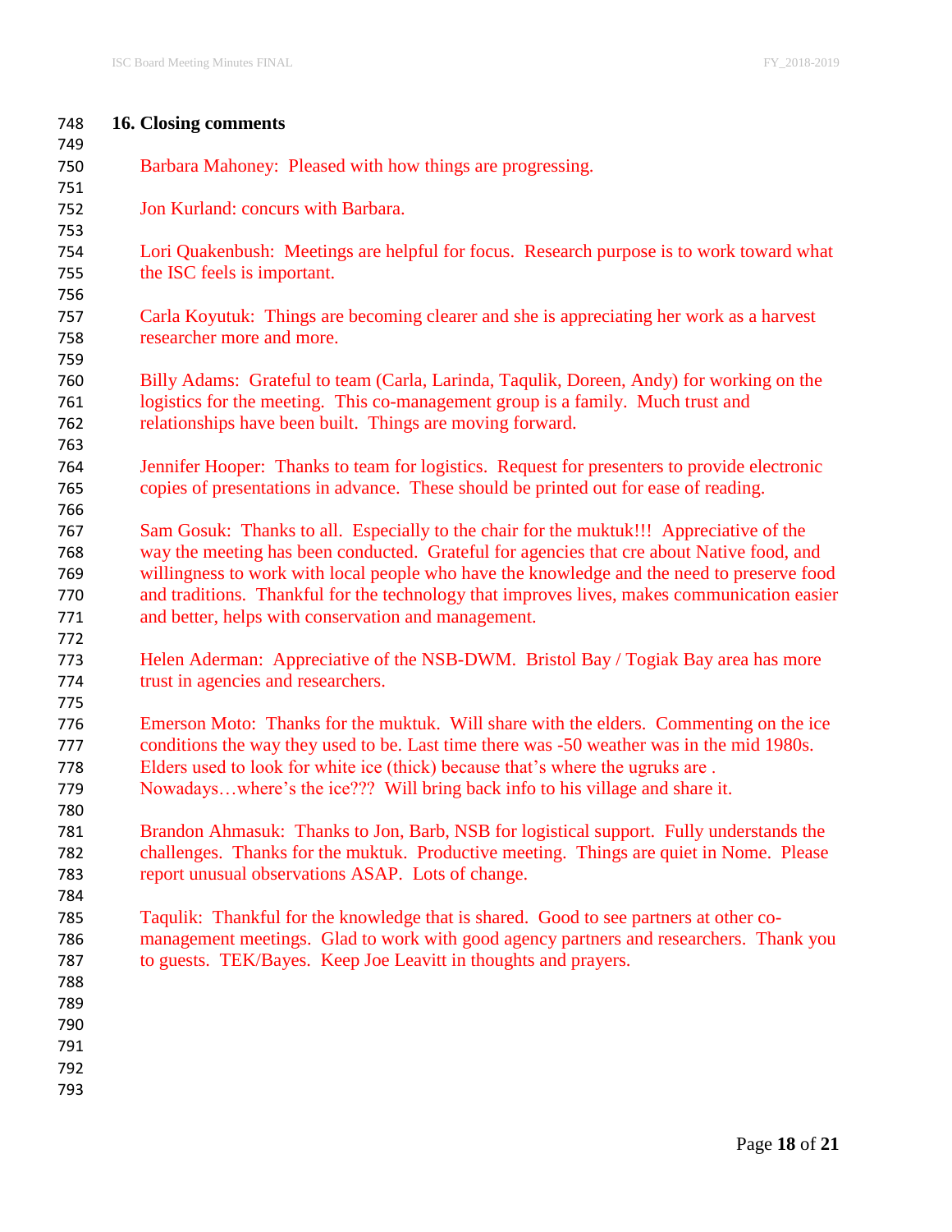## 16. Closing comments

Barbara Mahoney: Pleased with how things are progressing.

Jon Kurland: concurs with Barbara.

Lori Quakenbush: Meetings are helpful for focus. Research purpose is to work toward what the ISC feels is important.

Carla Koyutuk: Things are becoming clearer and she is appreciating her work as a harvest researcher more and more.

Billy Adams: Grateful to team (Carla, Larinda, Taqulik, Doreen, Andy) for working on the logistics for the meeting. This co-management group is a family. Much trust and relationships have been built. Things are moving forward.

Jennifer Hooper: Thanks to team for logistics. Request for presenters to provide electronic copies of presentations in advance. These should be printed out for ease of reading.

Sam Gosuk: Thanks to all. Especially to the chair for the muktuk!!! Appreciative of the way the meeting has been conducted. Grateful for agencies that cre about Native food, and willingness to work with local people who have the knowledge and the need to preserve food and traditions. Thankful for the technology that improves lives, makes communication easier and better, helps with conservation and management.

Helen Aderman: Appreciative of the NSB-DWM. Bristol Bay / Togiak Bay area has more trust in agencies and researchers.

Emerson Moto: Thanks for the muktuk. Will share with the elders. Commenting on the ice conditions the way they used to be. Last time there was -50 weather was in the mid 1980s. Elders used to look for white ice (thick) because that's where the ugruks are . Nowadays…where's the ice??? Will bring back info to his village and share it.

Brandon Ahmasuk: Thanks to Jon, Barb, NSB for logistical support. Fully understands the challenges. Thanks for the muktuk. Productive meeting. Things are quiet in Nome. Please report unusual observations ASAP. Lots of change.

Taqulik: Thankful for the knowledge that is shared. Good to see partners at other co-management meetings. Glad to work with good agency partners and researchers. Thank you to guests. TEK/Bayes. Keep Joe Leavitt in thoughts and prayers.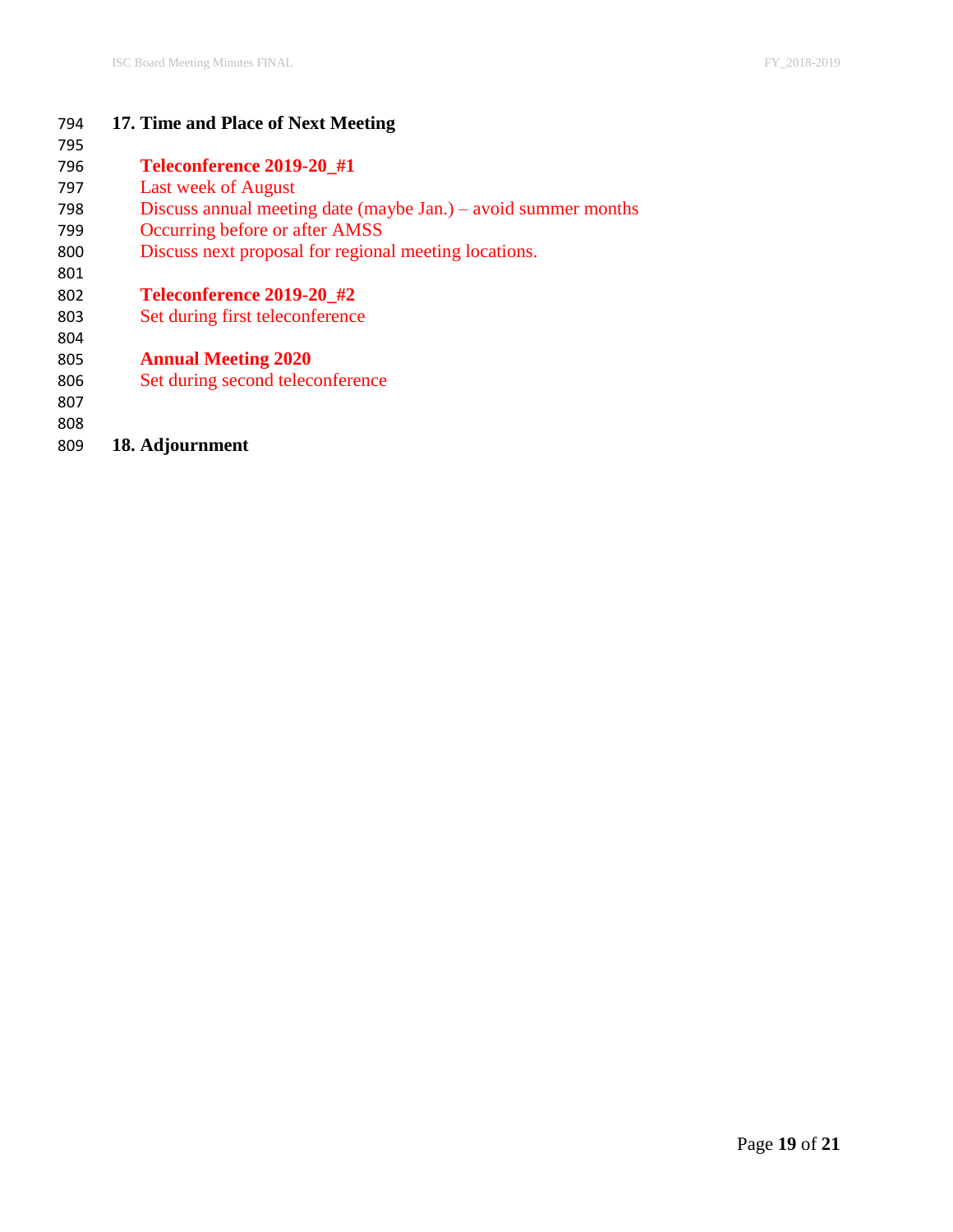## 17. Time and Place of Next Meeting

**Teleconference 2019-20_#1**
Last week of August
Discuss annual meeting date (maybe Jan.) – avoid summer months
Occurring before or after AMSS
Discuss next proposal for regional meeting locations.

**Teleconference 2019-20_#2**
Set during first teleconference

**Annual Meeting 2020**
Set during second teleconference

## 18. Adjournment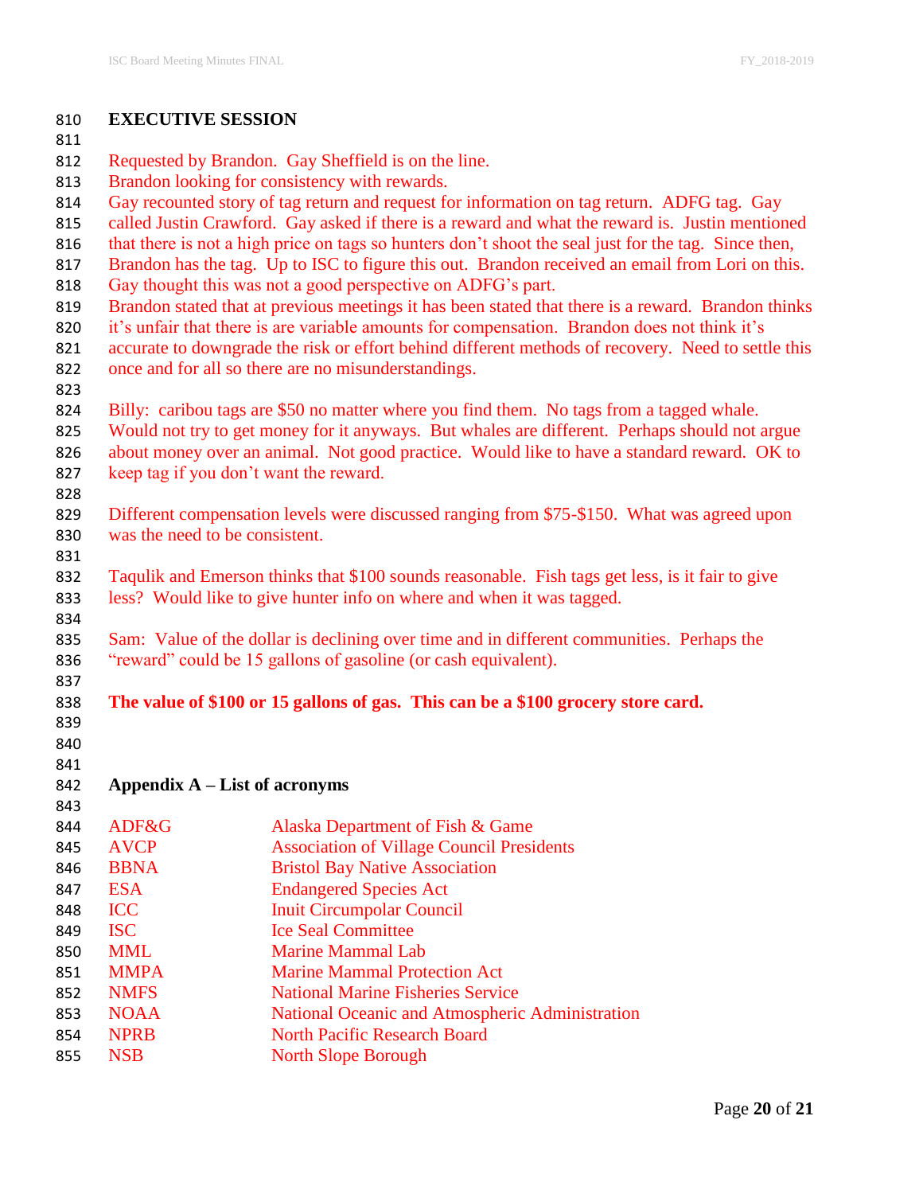## EXECUTIVE SESSION

Requested by Brandon. Gay Sheffield is on the line.
Brandon looking for consistency with rewards.
Gay recounted story of tag return and request for information on tag return. ADFG tag. Gay called Justin Crawford. Gay asked if there is a reward and what the reward is. Justin mentioned that there is not a high price on tags so hunters don't shoot the seal just for the tag. Since then, Brandon has the tag. Up to ISC to figure this out. Brandon received an email from Lori on this. Gay thought this was not a good perspective on ADFG's part.
Brandon stated that at previous meetings it has been stated that there is a reward. Brandon thinks it's unfair that there is are variable amounts for compensation. Brandon does not think it's accurate to downgrade the risk or effort behind different methods of recovery. Need to settle this once and for all so there are no misunderstandings.

Billy: caribou tags are $50 no matter where you find them. No tags from a tagged whale. Would not try to get money for it anyways. But whales are different. Perhaps should not argue about money over an animal. Not good practice. Would like to have a standard reward. OK to keep tag if you don't want the reward.

Different compensation levels were discussed ranging from $75-$150. What was agreed upon was the need to be consistent.

Taqulik and Emerson thinks that $100 sounds reasonable. Fish tags get less, is it fair to give less? Would like to give hunter info on where and when it was tagged.

Sam: Value of the dollar is declining over time and in different communities. Perhaps the "reward" could be 15 gallons of gasoline (or cash equivalent).

**The value of $100 or 15 gallons of gas. This can be a $100 grocery store card.**

## Appendix A – List of acronyms

| | |
|---|---|
| ADF&G | Alaska Department of Fish & Game |
| AVCP | Association of Village Council Presidents |
| BBNA | Bristol Bay Native Association |
| ESA | Endangered Species Act |
| ICC | Inuit Circumpolar Council |
| ISC | Ice Seal Committee |
| MML | Marine Mammal Lab |
| MMPA | Marine Mammal Protection Act |
| NMFS | National Marine Fisheries Service |
| NOAA | National Oceanic and Atmospheric Administration |
| NPRB | North Pacific Research Board |
| NSB | North Slope Borough |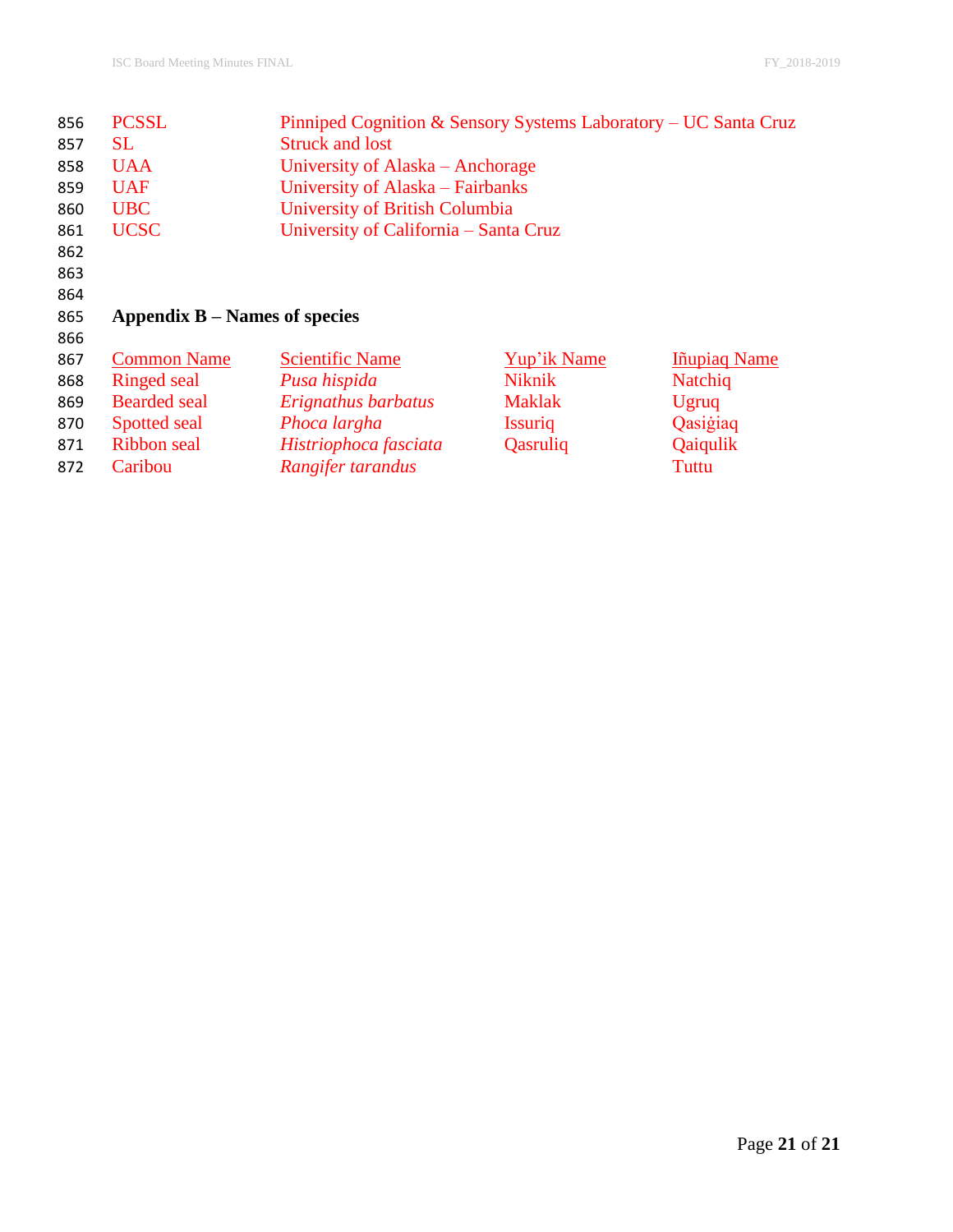| | |
|---|---|
| PCSSL | Pinniped Cognition & Sensory Systems Laboratory – UC Santa Cruz |
| SL | Struck and lost |
| UAA | University of Alaska – Anchorage |
| UAF | University of Alaska – Fairbanks |
| UBC | University of British Columbia |
| UCSC | University of California – Santa Cruz |

## Appendix B – Names of species

| Common Name | Scientific Name | Yup'ik Name | Iñupiaq Name |
|---|---|---|---|
| Ringed seal | *Pusa hispida* | Niknik | Natchiq |
| Bearded seal | *Erignathus barbatus* | Maklak | Ugruq |
| Spotted seal | *Phoca largha* | Issuriq | Qasiġiaq |
| Ribbon seal | *Histriophoca fasciata* | Qasruliq | Qaiqulik |
| Caribou | *Rangifer tarandus* | | Tuttu |